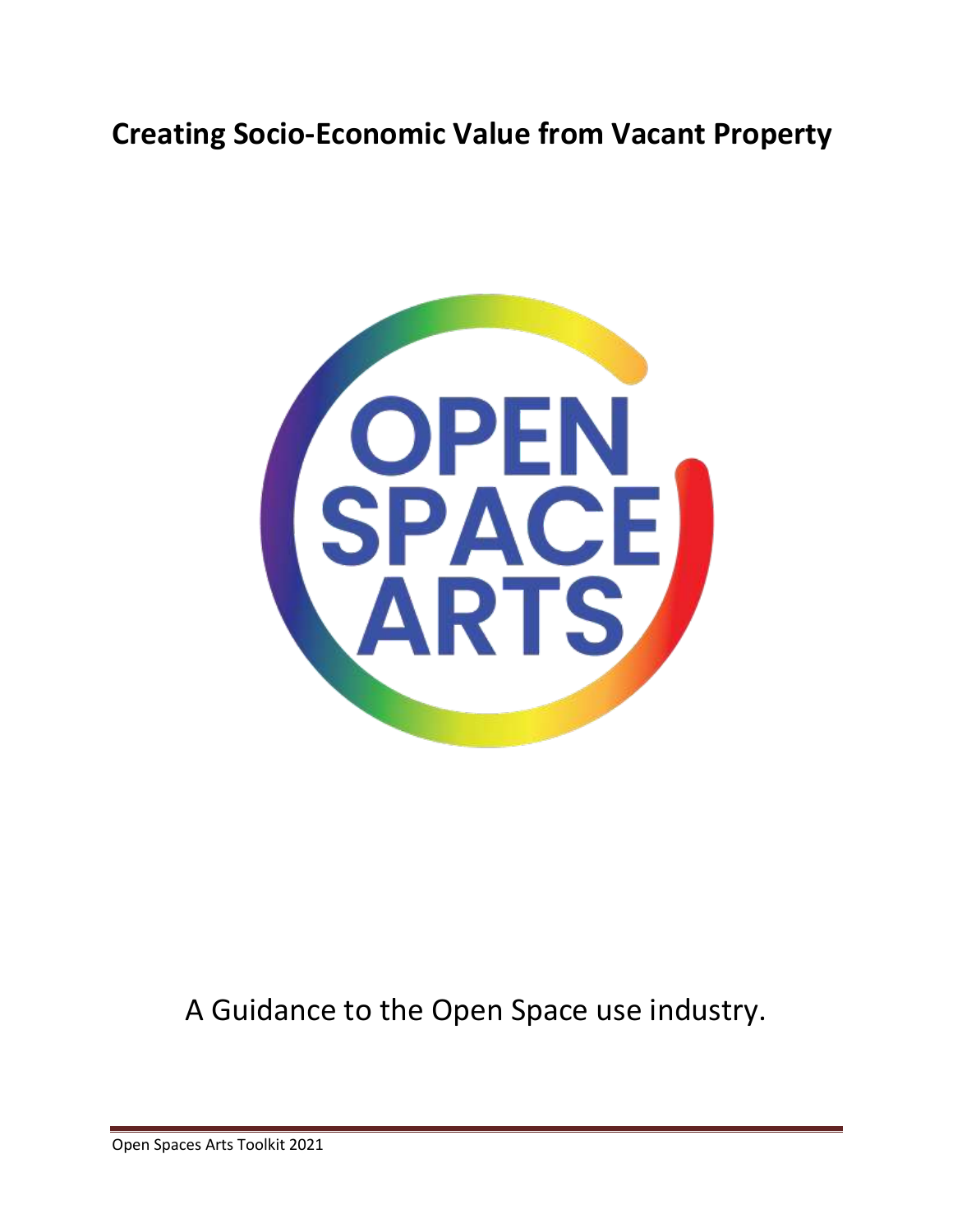# Creating Socio-Economic Value from Vacant Property

OPEN
SPACE
ARTS

A Guidance to the Open Space use industry.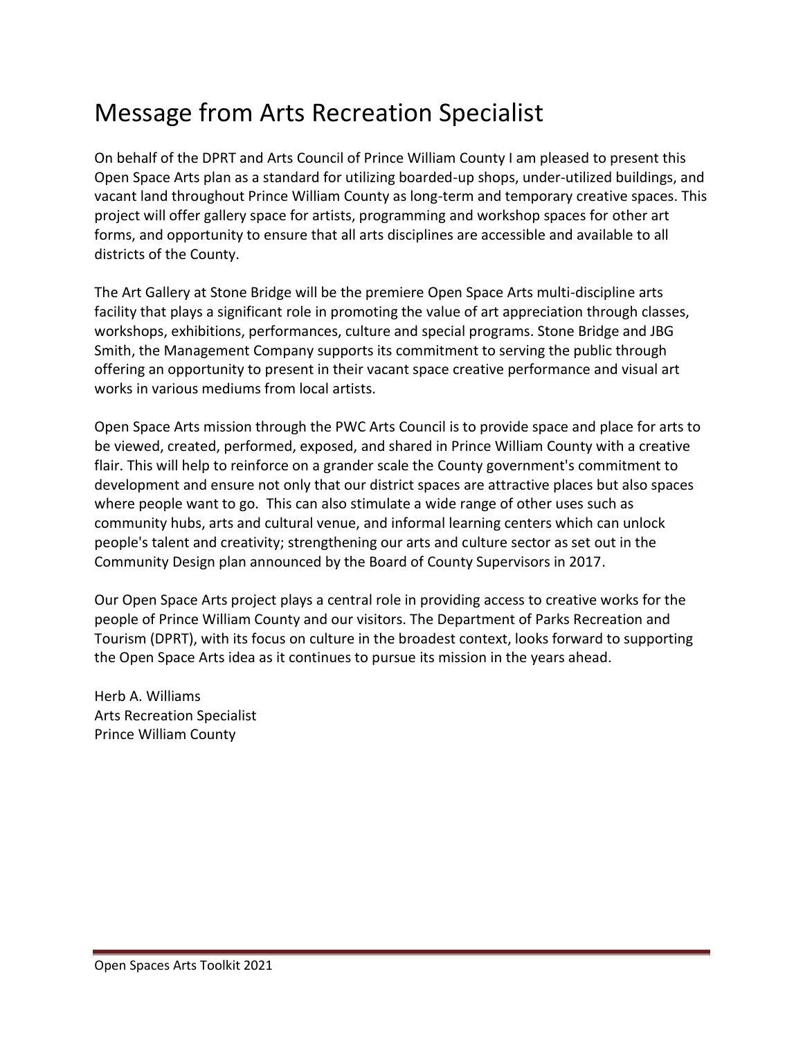# Message from Arts Recreation Specialist

On behalf of the DPRT and Arts Council of Prince William County I am pleased to present this Open Space Arts plan as a standard for utilizing boarded-up shops, under-utilized buildings, and vacant land throughout Prince William County as long-term and temporary creative spaces. This project will offer gallery space for artists, programming and workshop spaces for other art forms, and opportunity to ensure that all arts disciplines are accessible and available to all districts of the County.

The Art Gallery at Stone Bridge will be the premiere Open Space Arts multi-discipline arts facility that plays a significant role in promoting the value of art appreciation through classes, workshops, exhibitions, performances, culture and special programs. Stone Bridge and JBG Smith, the Management Company supports its commitment to serving the public through offering an opportunity to present in their vacant space creative performance and visual art works in various mediums from local artists.

Open Space Arts mission through the PWC Arts Council is to provide space and place for arts to be viewed, created, performed, exposed, and shared in Prince William County with a creative flair. This will help to reinforce on a grander scale the County government's commitment to development and ensure not only that our district spaces are attractive places but also spaces where people want to go. This can also stimulate a wide range of other uses such as community hubs, arts and cultural venue, and informal learning centers which can unlock people's talent and creativity; strengthening our arts and culture sector as set out in the Community Design plan announced by the Board of County Supervisors in 2017.

Our Open Space Arts project plays a central role in providing access to creative works for the people of Prince William County and our visitors. The Department of Parks Recreation and Tourism (DPRT), with its focus on culture in the broadest context, looks forward to supporting the Open Space Arts idea as it continues to pursue its mission in the years ahead.

Herb A. Williams
Arts Recreation Specialist
Prince William County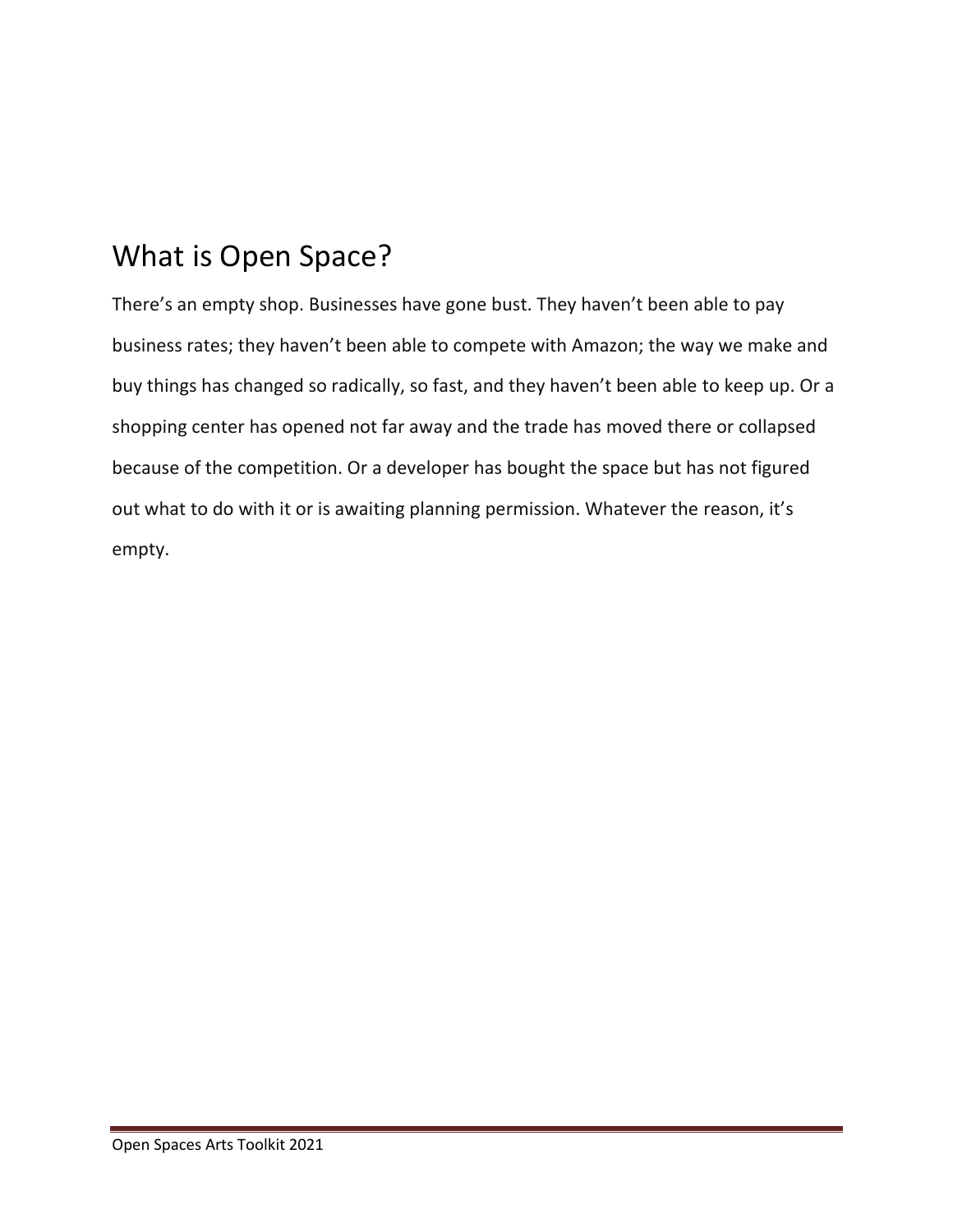## What is Open Space?

There's an empty shop. Businesses have gone bust. They haven't been able to pay business rates; they haven't been able to compete with Amazon; the way we make and buy things has changed so radically, so fast, and they haven't been able to keep up. Or a shopping center has opened not far away and the trade has moved there or collapsed because of the competition. Or a developer has bought the space but has not figured out what to do with it or is awaiting planning permission. Whatever the reason, it's empty.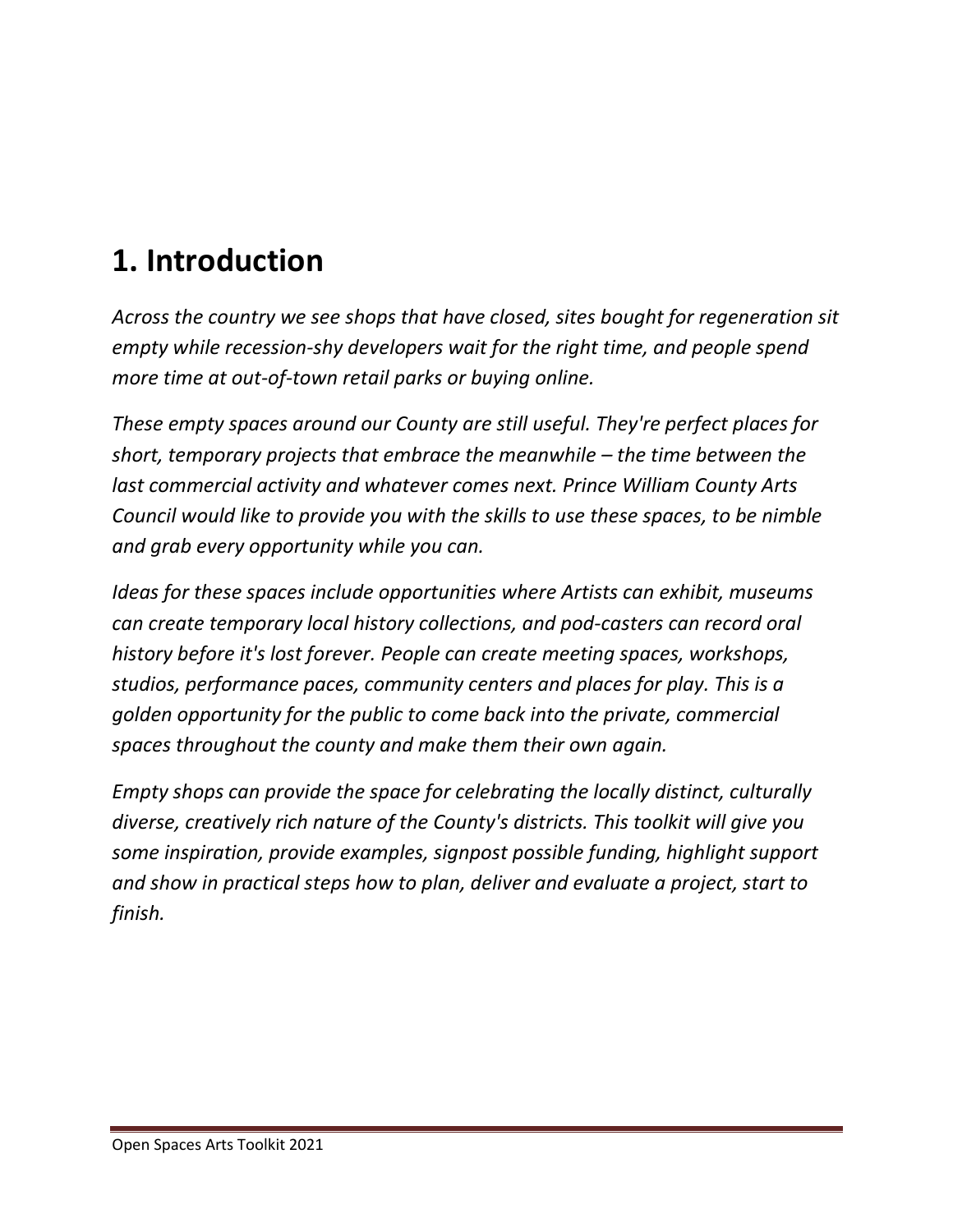# 1. Introduction

*Across the country we see shops that have closed, sites bought for regeneration sit empty while recession-shy developers wait for the right time, and people spend more time at out-of-town retail parks or buying online.*

*These empty spaces around our County are still useful. They're perfect places for short, temporary projects that embrace the meanwhile – the time between the last commercial activity and whatever comes next. Prince William County Arts Council would like to provide you with the skills to use these spaces, to be nimble and grab every opportunity while you can.*

*Ideas for these spaces include opportunities where Artists can exhibit, museums can create temporary local history collections, and pod-casters can record oral history before it's lost forever. People can create meeting spaces, workshops, studios, performance paces, community centers and places for play. This is a golden opportunity for the public to come back into the private, commercial spaces throughout the county and make them their own again.*

*Empty shops can provide the space for celebrating the locally distinct, culturally diverse, creatively rich nature of the County's districts. This toolkit will give you some inspiration, provide examples, signpost possible funding, highlight support and show in practical steps how to plan, deliver and evaluate a project, start to finish.*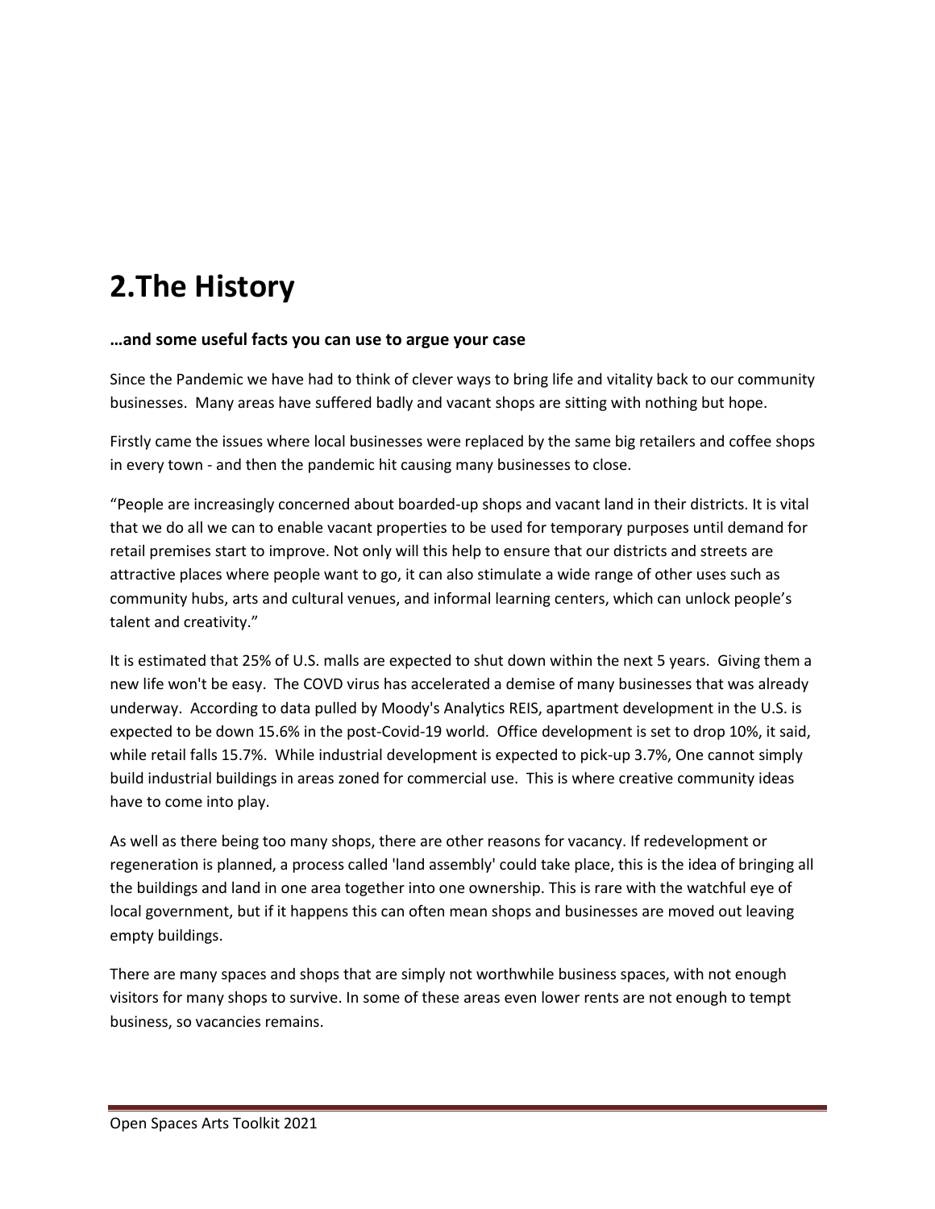# 2.The History

**…and some useful facts you can use to argue your case**

Since the Pandemic we have had to think of clever ways to bring life and vitality back to our community businesses. Many areas have suffered badly and vacant shops are sitting with nothing but hope.

Firstly came the issues where local businesses were replaced by the same big retailers and coffee shops in every town - and then the pandemic hit causing many businesses to close.

"People are increasingly concerned about boarded-up shops and vacant land in their districts. It is vital that we do all we can to enable vacant properties to be used for temporary purposes until demand for retail premises start to improve. Not only will this help to ensure that our districts and streets are attractive places where people want to go, it can also stimulate a wide range of other uses such as community hubs, arts and cultural venues, and informal learning centers, which can unlock people's talent and creativity."

It is estimated that 25% of U.S. malls are expected to shut down within the next 5 years. Giving them a new life won't be easy. The COVD virus has accelerated a demise of many businesses that was already underway. According to data pulled by Moody's Analytics REIS, apartment development in the U.S. is expected to be down 15.6% in the post-Covid-19 world. Office development is set to drop 10%, it said, while retail falls 15.7%. While industrial development is expected to pick-up 3.7%, One cannot simply build industrial buildings in areas zoned for commercial use. This is where creative community ideas have to come into play.

As well as there being too many shops, there are other reasons for vacancy. If redevelopment or regeneration is planned, a process called 'land assembly' could take place, this is the idea of bringing all the buildings and land in one area together into one ownership. This is rare with the watchful eye of local government, but if it happens this can often mean shops and businesses are moved out leaving empty buildings.

There are many spaces and shops that are simply not worthwhile business spaces, with not enough visitors for many shops to survive. In some of these areas even lower rents are not enough to tempt business, so vacancies remains.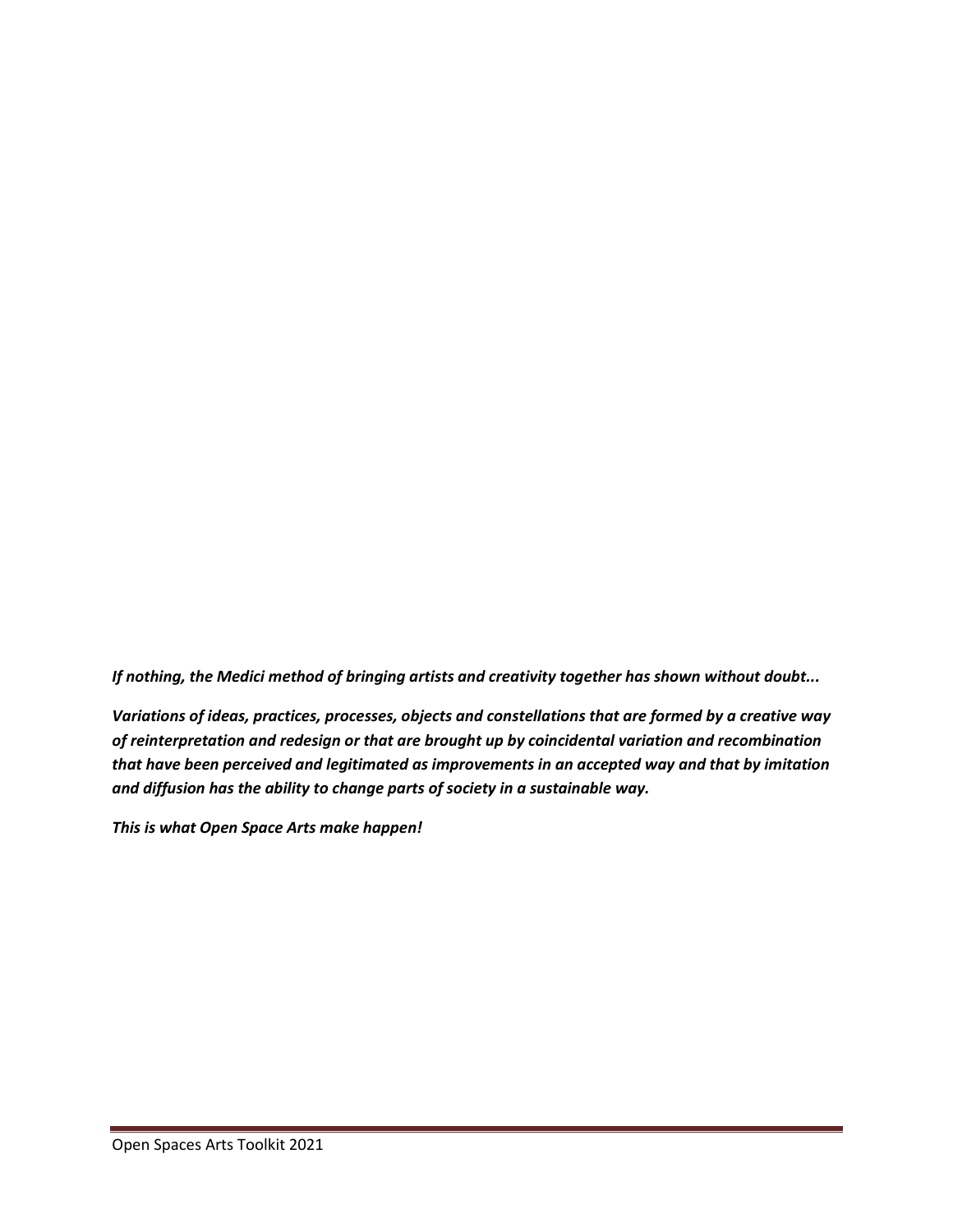***If nothing, the Medici method of bringing artists and creativity together has shown without doubt...***

***Variations of ideas, practices, processes, objects and constellations that are formed by a creative way of reinterpretation and redesign or that are brought up by coincidental variation and recombination that have been perceived and legitimated as improvements in an accepted way and that by imitation and diffusion has the ability to change parts of society in a sustainable way.***

***This is what Open Space Arts make happen!***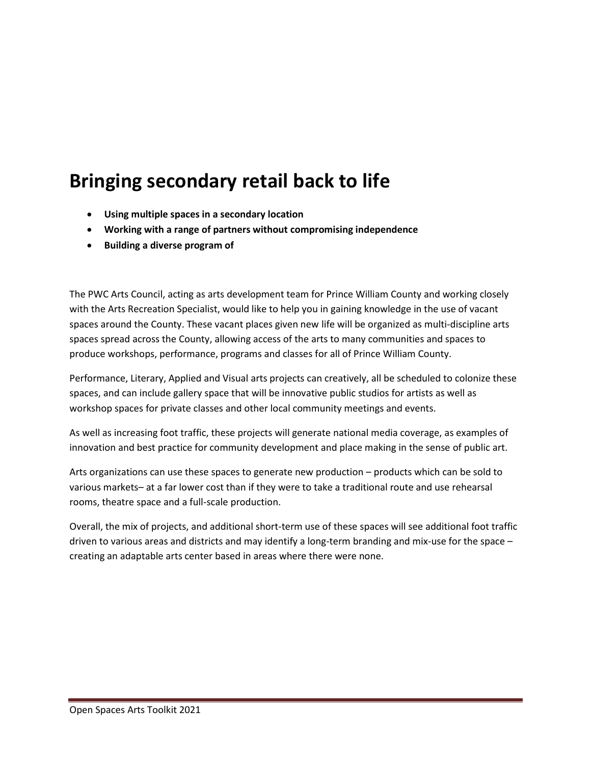# Bringing secondary retail back to life

- **Using multiple spaces in a secondary location**
- **Working with a range of partners without compromising independence**
- **Building a diverse program of**

The PWC Arts Council, acting as arts development team for Prince William County and working closely with the Arts Recreation Specialist, would like to help you in gaining knowledge in the use of vacant spaces around the County. These vacant places given new life will be organized as multi-discipline arts spaces spread across the County, allowing access of the arts to many communities and spaces to produce workshops, performance, programs and classes for all of Prince William County.

Performance, Literary, Applied and Visual arts projects can creatively, all be scheduled to colonize these spaces, and can include gallery space that will be innovative public studios for artists as well as workshop spaces for private classes and other local community meetings and events.

As well as increasing foot traffic, these projects will generate national media coverage, as examples of innovation and best practice for community development and place making in the sense of public art.

Arts organizations can use these spaces to generate new production – products which can be sold to various markets– at a far lower cost than if they were to take a traditional route and use rehearsal rooms, theatre space and a full-scale production.

Overall, the mix of projects, and additional short-term use of these spaces will see additional foot traffic driven to various areas and districts and may identify a long-term branding and mix-use for the space – creating an adaptable arts center based in areas where there were none.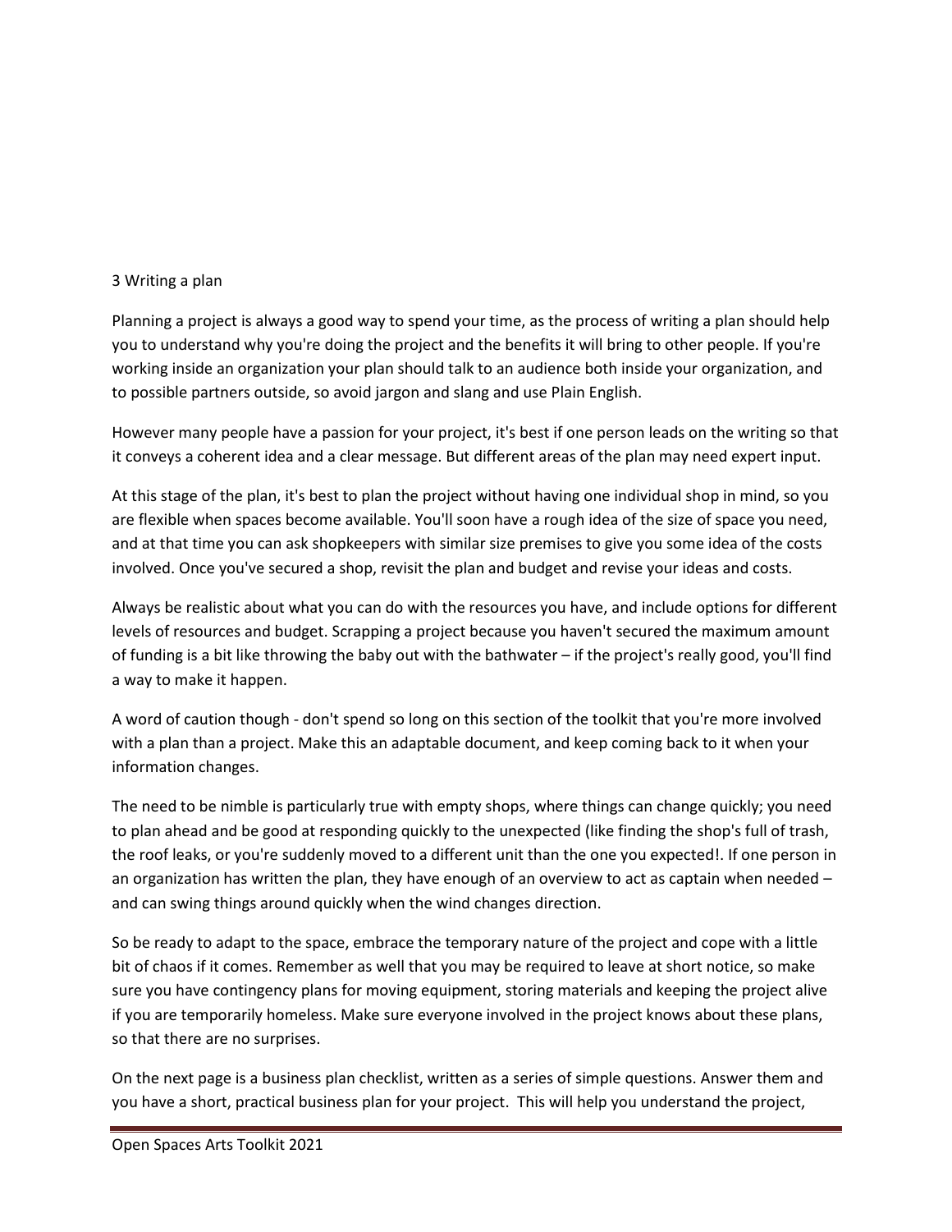## 3 Writing a plan

Planning a project is always a good way to spend your time, as the process of writing a plan should help you to understand why you're doing the project and the benefits it will bring to other people. If you're working inside an organization your plan should talk to an audience both inside your organization, and to possible partners outside, so avoid jargon and slang and use Plain English.

However many people have a passion for your project, it's best if one person leads on the writing so that it conveys a coherent idea and a clear message. But different areas of the plan may need expert input.

At this stage of the plan, it's best to plan the project without having one individual shop in mind, so you are flexible when spaces become available. You'll soon have a rough idea of the size of space you need, and at that time you can ask shopkeepers with similar size premises to give you some idea of the costs involved. Once you've secured a shop, revisit the plan and budget and revise your ideas and costs.

Always be realistic about what you can do with the resources you have, and include options for different levels of resources and budget. Scrapping a project because you haven't secured the maximum amount of funding is a bit like throwing the baby out with the bathwater – if the project's really good, you'll find a way to make it happen.

A word of caution though - don't spend so long on this section of the toolkit that you're more involved with a plan than a project. Make this an adaptable document, and keep coming back to it when your information changes.

The need to be nimble is particularly true with empty shops, where things can change quickly; you need to plan ahead and be good at responding quickly to the unexpected (like finding the shop's full of trash, the roof leaks, or you're suddenly moved to a different unit than the one you expected!. If one person in an organization has written the plan, they have enough of an overview to act as captain when needed – and can swing things around quickly when the wind changes direction.

So be ready to adapt to the space, embrace the temporary nature of the project and cope with a little bit of chaos if it comes. Remember as well that you may be required to leave at short notice, so make sure you have contingency plans for moving equipment, storing materials and keeping the project alive if you are temporarily homeless. Make sure everyone involved in the project knows about these plans, so that there are no surprises.

On the next page is a business plan checklist, written as a series of simple questions. Answer them and you have a short, practical business plan for your project. This will help you understand the project,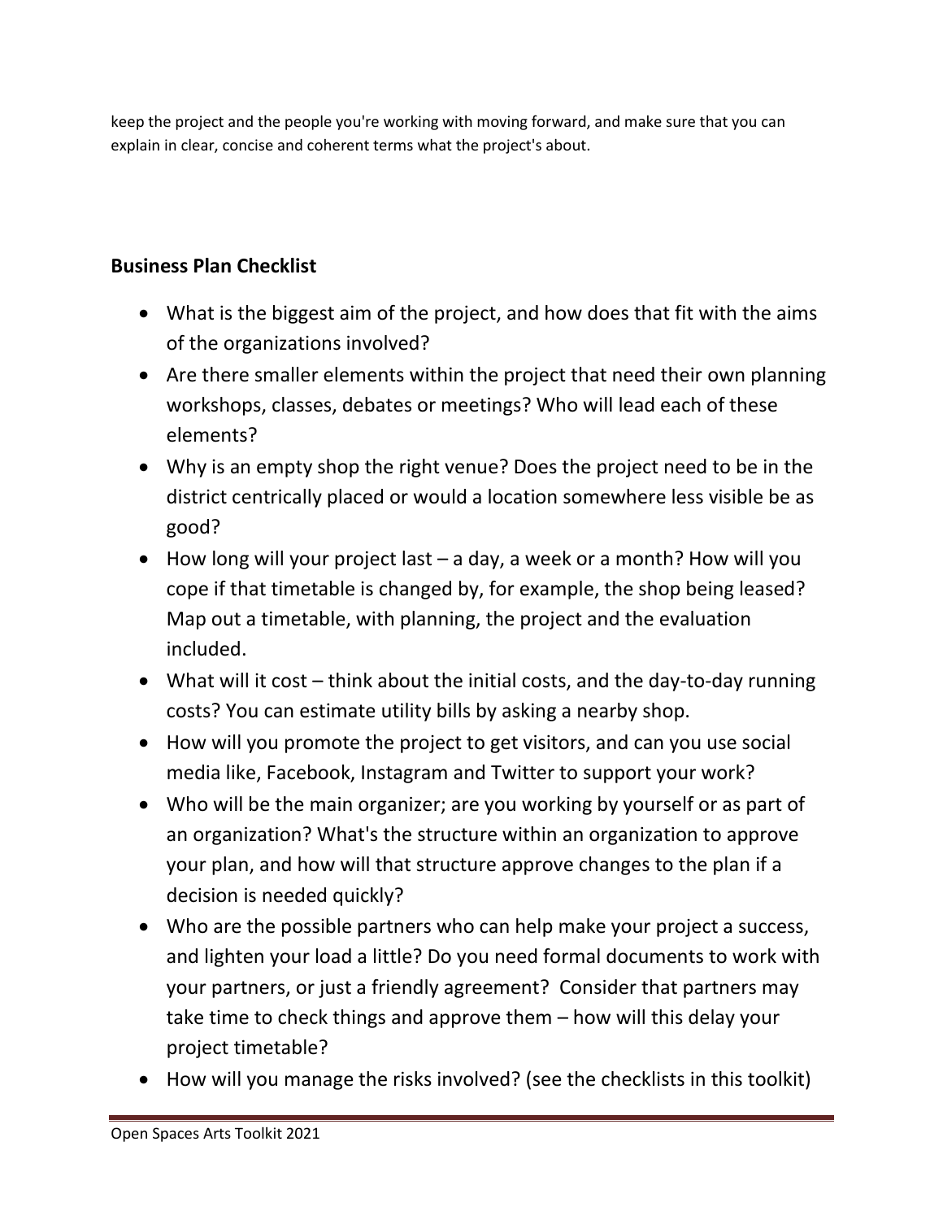keep the project and the people you're working with moving forward, and make sure that you can explain in clear, concise and coherent terms what the project's about.

## Business Plan Checklist

- What is the biggest aim of the project, and how does that fit with the aims of the organizations involved?
- Are there smaller elements within the project that need their own planning workshops, classes, debates or meetings? Who will lead each of these elements?
- Why is an empty shop the right venue? Does the project need to be in the district centrically placed or would a location somewhere less visible be as good?
- How long will your project last – a day, a week or a month? How will you cope if that timetable is changed by, for example, the shop being leased? Map out a timetable, with planning, the project and the evaluation included.
- What will it cost – think about the initial costs, and the day-to-day running costs? You can estimate utility bills by asking a nearby shop.
- How will you promote the project to get visitors, and can you use social media like, Facebook, Instagram and Twitter to support your work?
- Who will be the main organizer; are you working by yourself or as part of an organization? What's the structure within an organization to approve your plan, and how will that structure approve changes to the plan if a decision is needed quickly?
- Who are the possible partners who can help make your project a success, and lighten your load a little? Do you need formal documents to work with your partners, or just a friendly agreement? Consider that partners may take time to check things and approve them – how will this delay your project timetable?
- How will you manage the risks involved? (see the checklists in this toolkit)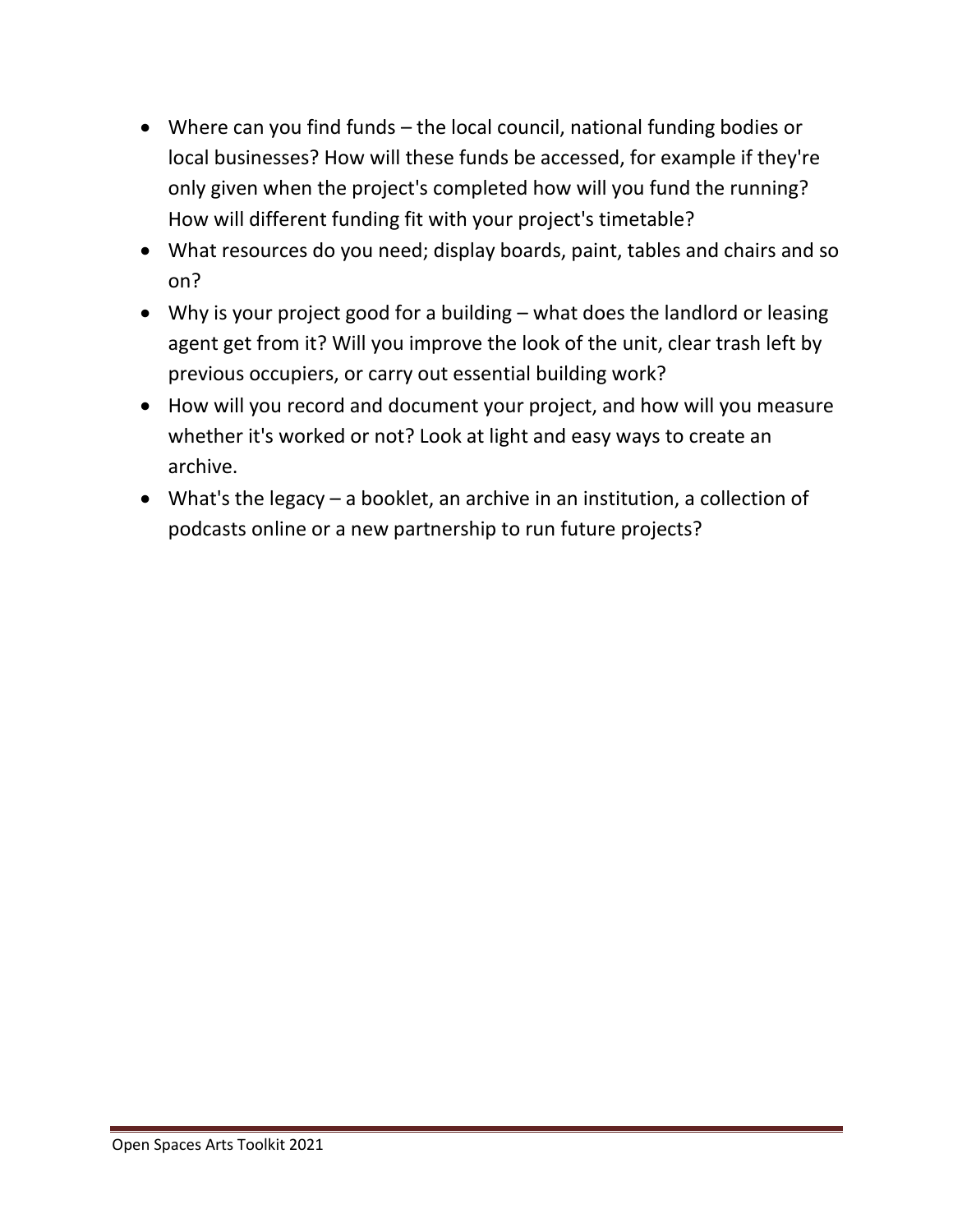- Where can you find funds – the local council, national funding bodies or local businesses? How will these funds be accessed, for example if they're only given when the project's completed how will you fund the running? How will different funding fit with your project's timetable?
- What resources do you need; display boards, paint, tables and chairs and so on?
- Why is your project good for a building – what does the landlord or leasing agent get from it? Will you improve the look of the unit, clear trash left by previous occupiers, or carry out essential building work?
- How will you record and document your project, and how will you measure whether it's worked or not? Look at light and easy ways to create an archive.
- What's the legacy – a booklet, an archive in an institution, a collection of podcasts online or a new partnership to run future projects?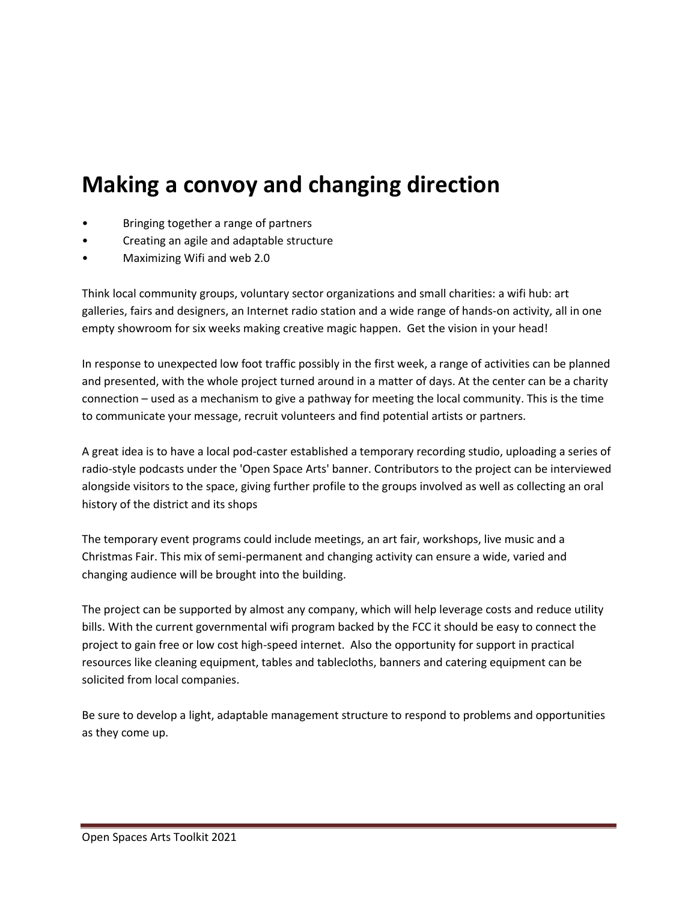# Making a convoy and changing direction

- Bringing together a range of partners
- Creating an agile and adaptable structure
- Maximizing Wifi and web 2.0

Think local community groups, voluntary sector organizations and small charities: a wifi hub: art galleries, fairs and designers, an Internet radio station and a wide range of hands-on activity, all in one empty showroom for six weeks making creative magic happen. Get the vision in your head!

In response to unexpected low foot traffic possibly in the first week, a range of activities can be planned and presented, with the whole project turned around in a matter of days. At the center can be a charity connection – used as a mechanism to give a pathway for meeting the local community. This is the time to communicate your message, recruit volunteers and find potential artists or partners.

A great idea is to have a local pod-caster established a temporary recording studio, uploading a series of radio-style podcasts under the 'Open Space Arts' banner. Contributors to the project can be interviewed alongside visitors to the space, giving further profile to the groups involved as well as collecting an oral history of the district and its shops

The temporary event programs could include meetings, an art fair, workshops, live music and a Christmas Fair. This mix of semi-permanent and changing activity can ensure a wide, varied and changing audience will be brought into the building.

The project can be supported by almost any company, which will help leverage costs and reduce utility bills. With the current governmental wifi program backed by the FCC it should be easy to connect the project to gain free or low cost high-speed internet. Also the opportunity for support in practical resources like cleaning equipment, tables and tablecloths, banners and catering equipment can be solicited from local companies.

Be sure to develop a light, adaptable management structure to respond to problems and opportunities as they come up.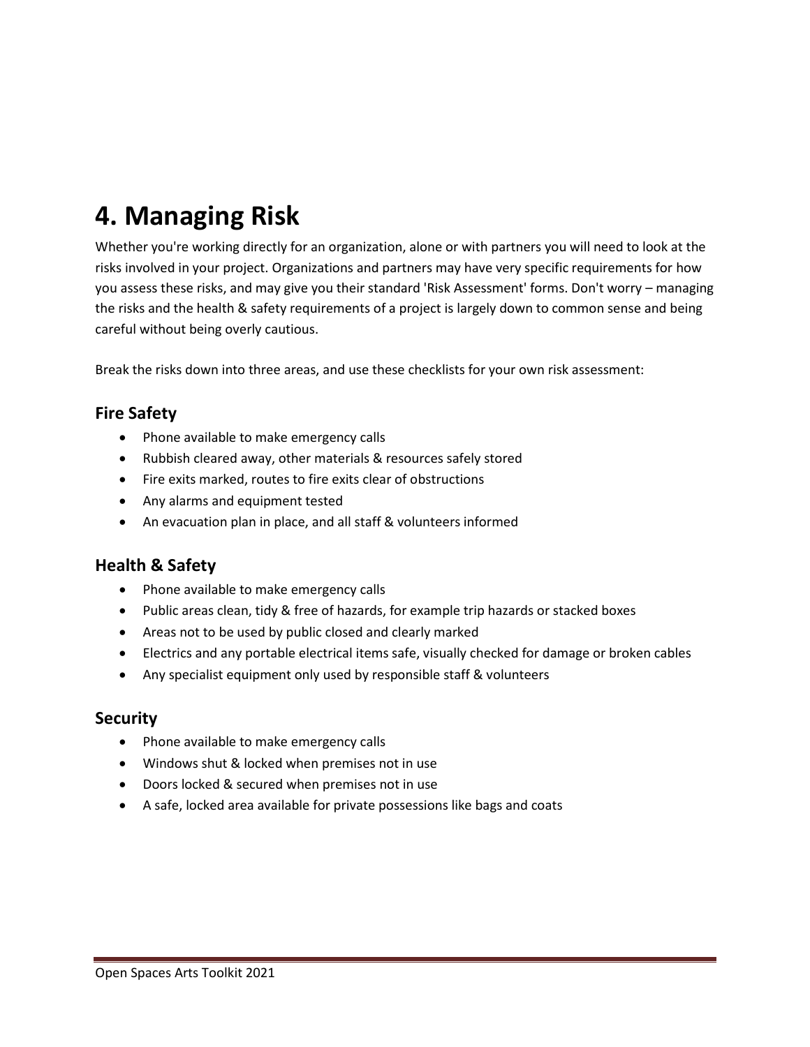# 4. Managing Risk

Whether you're working directly for an organization, alone or with partners you will need to look at the risks involved in your project. Organizations and partners may have very specific requirements for how you assess these risks, and may give you their standard 'Risk Assessment' forms. Don't worry – managing the risks and the health & safety requirements of a project is largely down to common sense and being careful without being overly cautious.

Break the risks down into three areas, and use these checklists for your own risk assessment:

## Fire Safety

- Phone available to make emergency calls
- Rubbish cleared away, other materials & resources safely stored
- Fire exits marked, routes to fire exits clear of obstructions
- Any alarms and equipment tested
- An evacuation plan in place, and all staff & volunteers informed

## Health & Safety

- Phone available to make emergency calls
- Public areas clean, tidy & free of hazards, for example trip hazards or stacked boxes
- Areas not to be used by public closed and clearly marked
- Electrics and any portable electrical items safe, visually checked for damage or broken cables
- Any specialist equipment only used by responsible staff & volunteers

## Security

- Phone available to make emergency calls
- Windows shut & locked when premises not in use
- Doors locked & secured when premises not in use
- A safe, locked area available for private possessions like bags and coats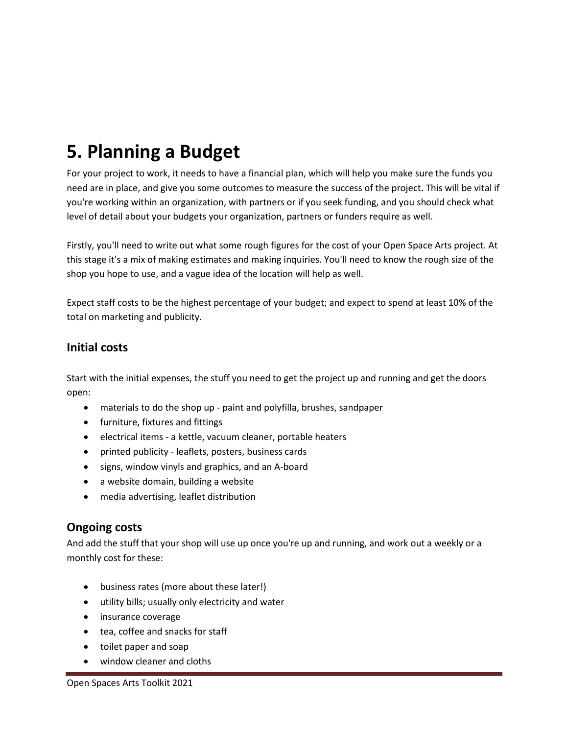# 5. Planning a Budget

For your project to work, it needs to have a financial plan, which will help you make sure the funds you need are in place, and give you some outcomes to measure the success of the project. This will be vital if you're working within an organization, with partners or if you seek funding, and you should check what level of detail about your budgets your organization, partners or funders require as well.

Firstly, you'll need to write out what some rough figures for the cost of your Open Space Arts project. At this stage it's a mix of making estimates and making inquiries. You'll need to know the rough size of the shop you hope to use, and a vague idea of the location will help as well.

Expect staff costs to be the highest percentage of your budget; and expect to spend at least 10% of the total on marketing and publicity.

## Initial costs

Start with the initial expenses, the stuff you need to get the project up and running and get the doors open:

- materials to do the shop up - paint and polyfilla, brushes, sandpaper
- furniture, fixtures and fittings
- electrical items - a kettle, vacuum cleaner, portable heaters
- printed publicity - leaflets, posters, business cards
- signs, window vinyls and graphics, and an A-board
- a website domain, building a website
- media advertising, leaflet distribution

## Ongoing costs

And add the stuff that your shop will use up once you're up and running, and work out a weekly or a monthly cost for these:

- business rates (more about these later!)
- utility bills; usually only electricity and water
- insurance coverage
- tea, coffee and snacks for staff
- toilet paper and soap
- window cleaner and cloths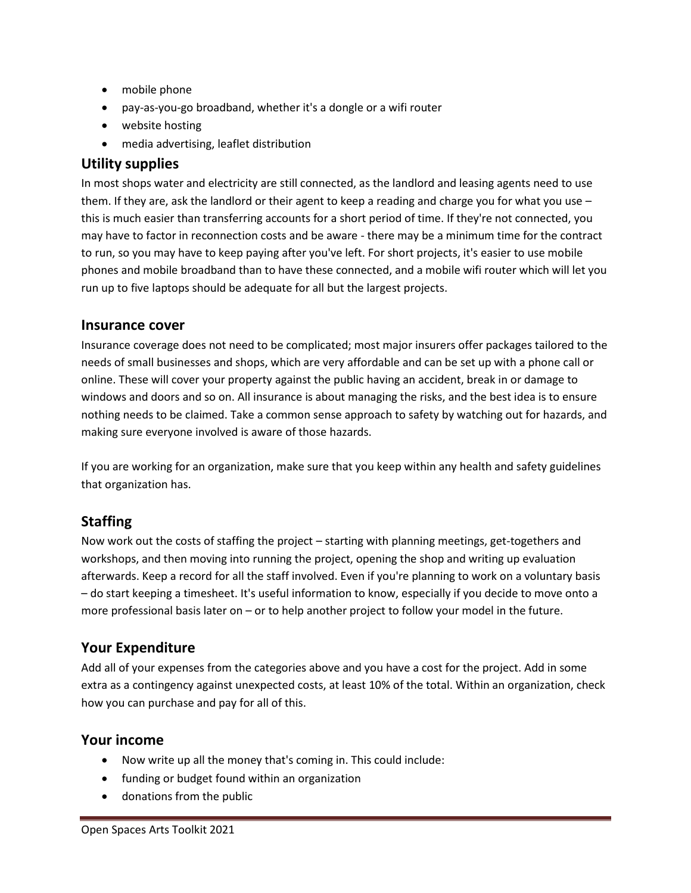- mobile phone
- pay-as-you-go broadband, whether it's a dongle or a wifi router
- website hosting
- media advertising, leaflet distribution

## Utility supplies

In most shops water and electricity are still connected, as the landlord and leasing agents need to use them. If they are, ask the landlord or their agent to keep a reading and charge you for what you use – this is much easier than transferring accounts for a short period of time. If they're not connected, you may have to factor in reconnection costs and be aware - there may be a minimum time for the contract to run, so you may have to keep paying after you've left. For short projects, it's easier to use mobile phones and mobile broadband than to have these connected, and a mobile wifi router which will let you run up to five laptops should be adequate for all but the largest projects.

## Insurance cover

Insurance coverage does not need to be complicated; most major insurers offer packages tailored to the needs of small businesses and shops, which are very affordable and can be set up with a phone call or online. These will cover your property against the public having an accident, break in or damage to windows and doors and so on. All insurance is about managing the risks, and the best idea is to ensure nothing needs to be claimed. Take a common sense approach to safety by watching out for hazards, and making sure everyone involved is aware of those hazards.

If you are working for an organization, make sure that you keep within any health and safety guidelines that organization has.

## Staffing

Now work out the costs of staffing the project – starting with planning meetings, get-togethers and workshops, and then moving into running the project, opening the shop and writing up evaluation afterwards. Keep a record for all the staff involved. Even if you're planning to work on a voluntary basis – do start keeping a timesheet. It's useful information to know, especially if you decide to move onto a more professional basis later on – or to help another project to follow your model in the future.

## Your Expenditure

Add all of your expenses from the categories above and you have a cost for the project. Add in some extra as a contingency against unexpected costs, at least 10% of the total. Within an organization, check how you can purchase and pay for all of this.

## Your income

- Now write up all the money that's coming in. This could include:
- funding or budget found within an organization
- donations from the public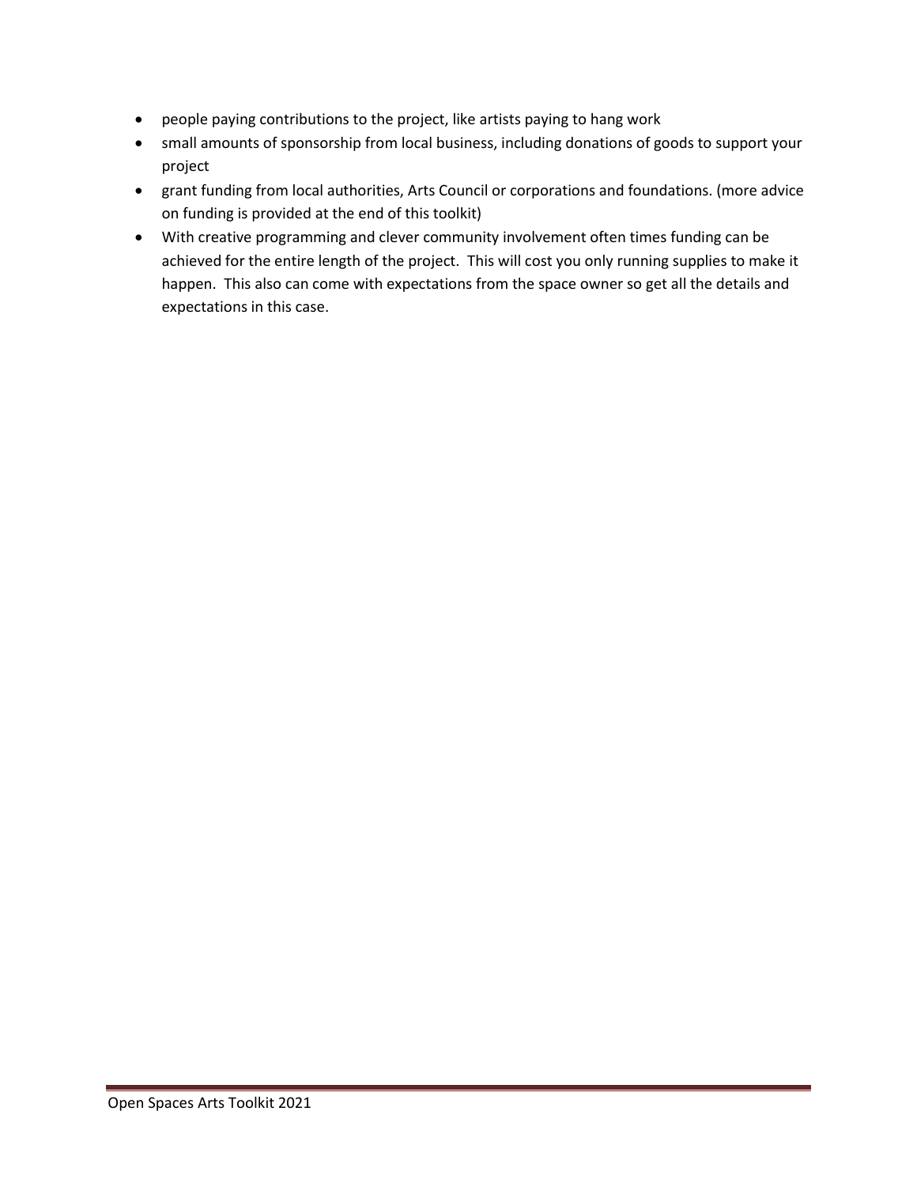- people paying contributions to the project, like artists paying to hang work
- small amounts of sponsorship from local business, including donations of goods to support your project
- grant funding from local authorities, Arts Council or corporations and foundations. (more advice on funding is provided at the end of this toolkit)
- With creative programming and clever community involvement often times funding can be achieved for the entire length of the project. This will cost you only running supplies to make it happen. This also can come with expectations from the space owner so get all the details and expectations in this case.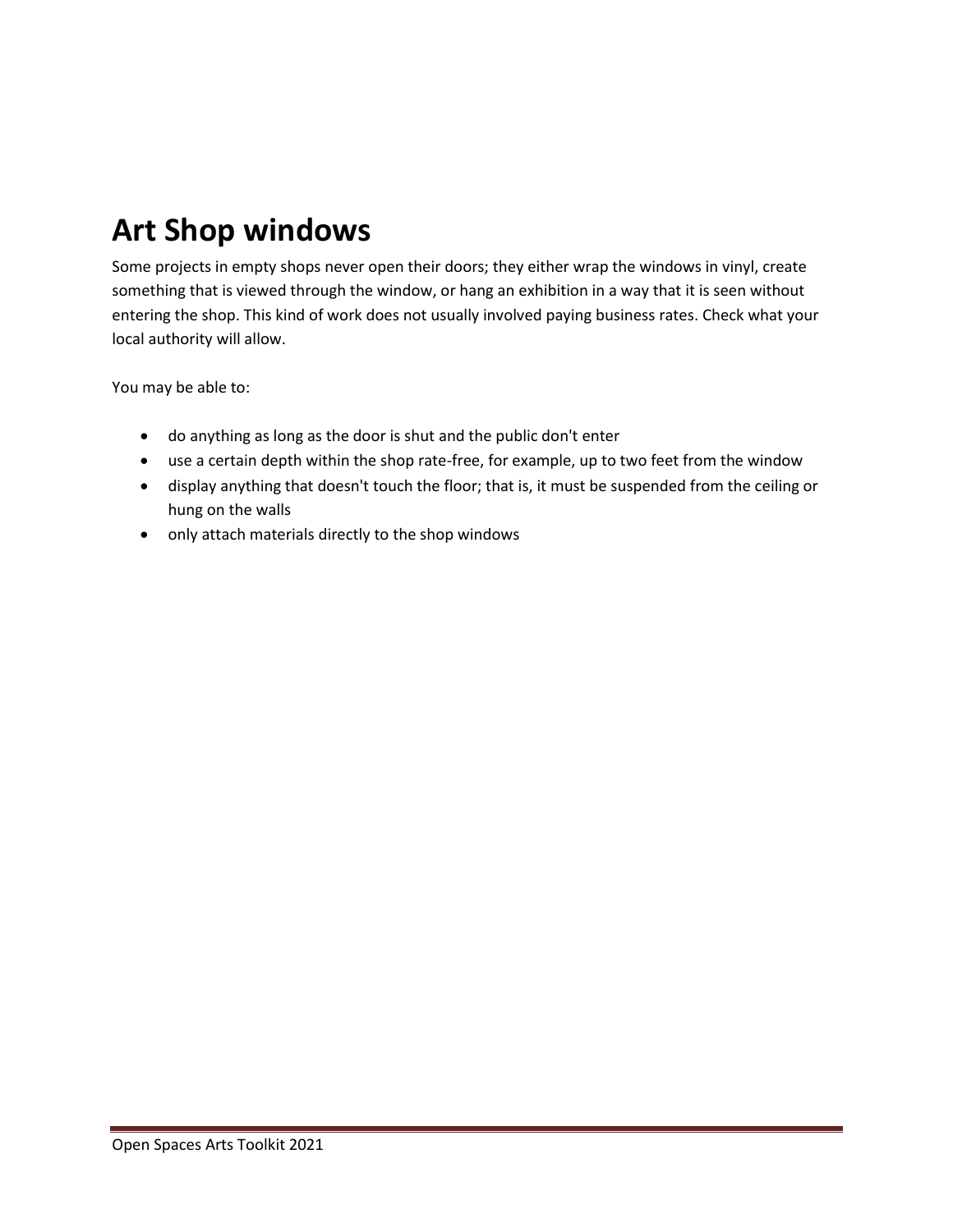# Art Shop windows

Some projects in empty shops never open their doors; they either wrap the windows in vinyl, create something that is viewed through the window, or hang an exhibition in a way that it is seen without entering the shop. This kind of work does not usually involved paying business rates. Check what your local authority will allow.

You may be able to:

- do anything as long as the door is shut and the public don't enter
- use a certain depth within the shop rate-free, for example, up to two feet from the window
- display anything that doesn't touch the floor; that is, it must be suspended from the ceiling or hung on the walls
- only attach materials directly to the shop windows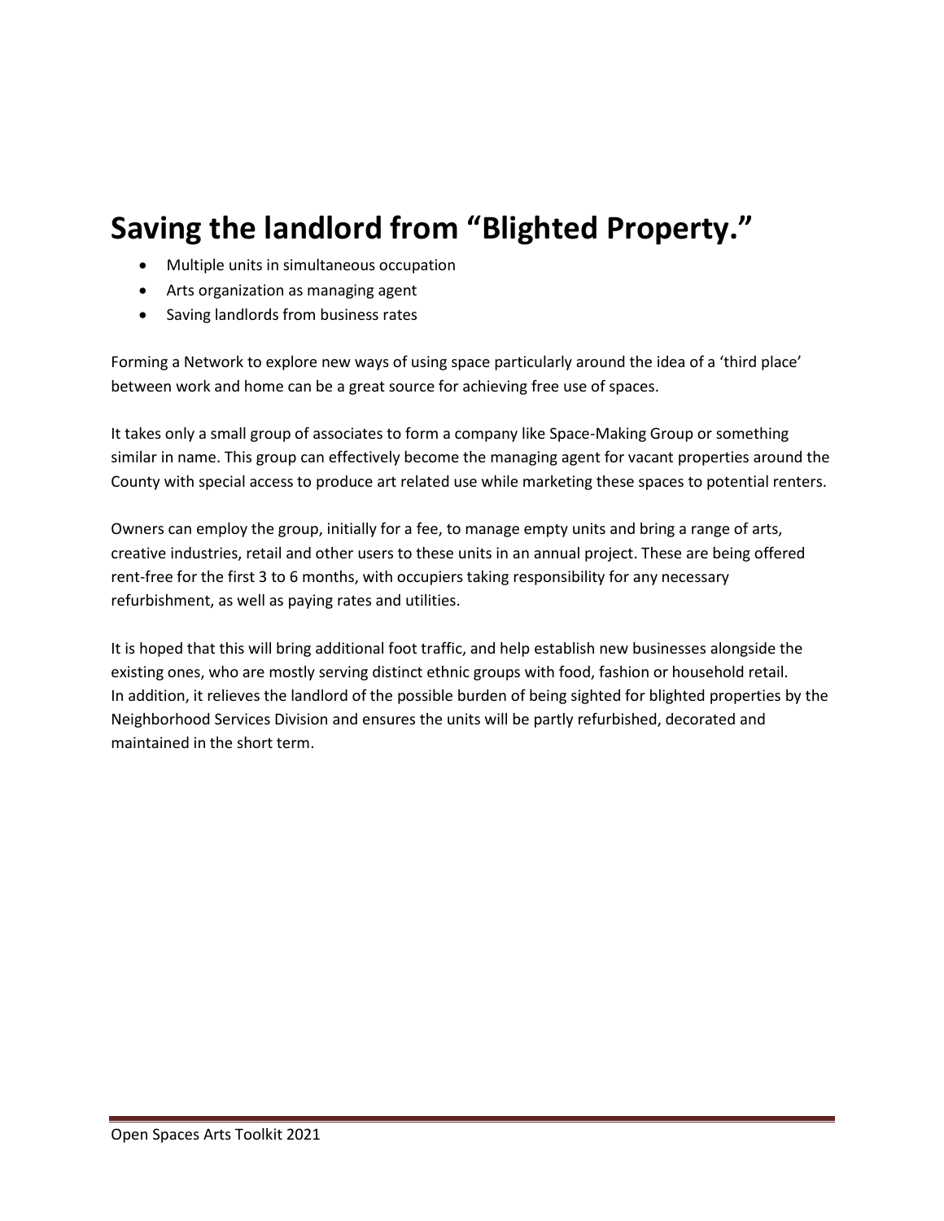# Saving the landlord from “Blighted Property.”

- Multiple units in simultaneous occupation
- Arts organization as managing agent
- Saving landlords from business rates

Forming a Network to explore new ways of using space particularly around the idea of a ‘third place’ between work and home can be a great source for achieving free use of spaces.

It takes only a small group of associates to form a company like Space-Making Group or something similar in name. This group can effectively become the managing agent for vacant properties around the County with special access to produce art related use while marketing these spaces to potential renters.

Owners can employ the group, initially for a fee, to manage empty units and bring a range of arts, creative industries, retail and other users to these units in an annual project. These are being offered rent-free for the first 3 to 6 months, with occupiers taking responsibility for any necessary refurbishment, as well as paying rates and utilities.

It is hoped that this will bring additional foot traffic, and help establish new businesses alongside the existing ones, who are mostly serving distinct ethnic groups with food, fashion or household retail. In addition, it relieves the landlord of the possible burden of being sighted for blighted properties by the Neighborhood Services Division and ensures the units will be partly refurbished, decorated and maintained in the short term.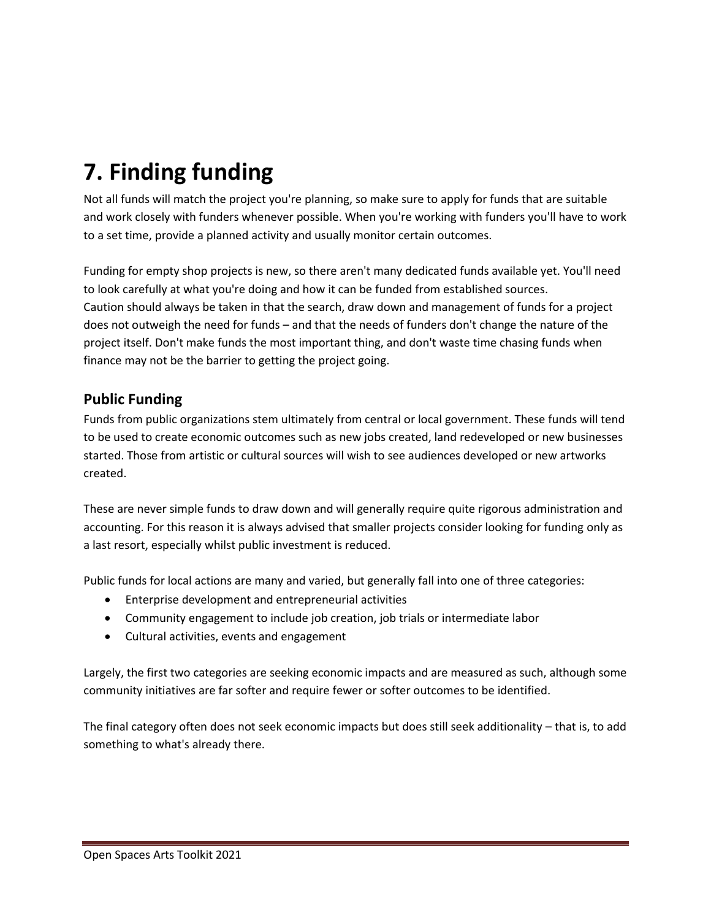# 7. Finding funding

Not all funds will match the project you're planning, so make sure to apply for funds that are suitable and work closely with funders whenever possible. When you're working with funders you'll have to work to a set time, provide a planned activity and usually monitor certain outcomes.

Funding for empty shop projects is new, so there aren't many dedicated funds available yet. You'll need to look carefully at what you're doing and how it can be funded from established sources.
Caution should always be taken in that the search, draw down and management of funds for a project does not outweigh the need for funds – and that the needs of funders don't change the nature of the project itself. Don't make funds the most important thing, and don't waste time chasing funds when finance may not be the barrier to getting the project going.

## Public Funding

Funds from public organizations stem ultimately from central or local government. These funds will tend to be used to create economic outcomes such as new jobs created, land redeveloped or new businesses started. Those from artistic or cultural sources will wish to see audiences developed or new artworks created.

These are never simple funds to draw down and will generally require quite rigorous administration and accounting. For this reason it is always advised that smaller projects consider looking for funding only as a last resort, especially whilst public investment is reduced.

Public funds for local actions are many and varied, but generally fall into one of three categories:

- Enterprise development and entrepreneurial activities
- Community engagement to include job creation, job trials or intermediate labor
- Cultural activities, events and engagement

Largely, the first two categories are seeking economic impacts and are measured as such, although some community initiatives are far softer and require fewer or softer outcomes to be identified.

The final category often does not seek economic impacts but does still seek additionality – that is, to add something to what's already there.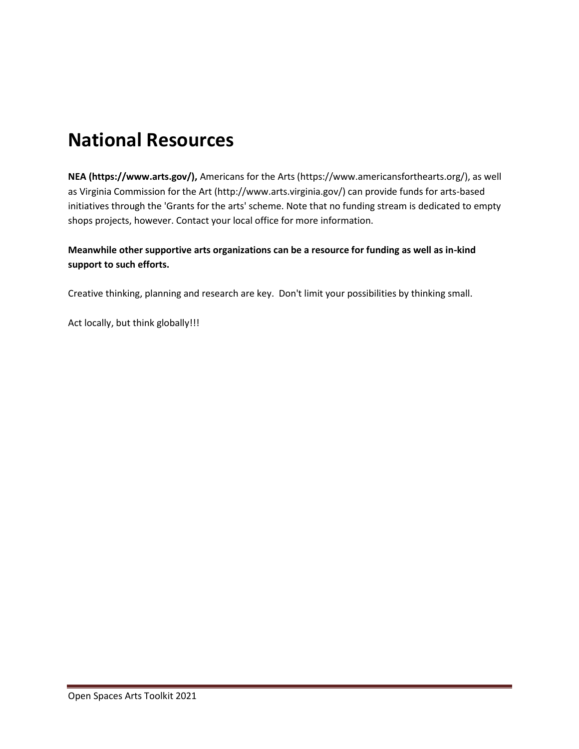# National Resources

**NEA (https://www.arts.gov/),** Americans for the Arts (https://www.americansforthearts.org/), as well as Virginia Commission for the Art (http://www.arts.virginia.gov/) can provide funds for arts-based initiatives through the 'Grants for the arts' scheme. Note that no funding stream is dedicated to empty shops projects, however. Contact your local office for more information.

**Meanwhile other supportive arts organizations can be a resource for funding as well as in-kind support to such efforts.**

Creative thinking, planning and research are key. Don't limit your possibilities by thinking small.

Act locally, but think globally!!!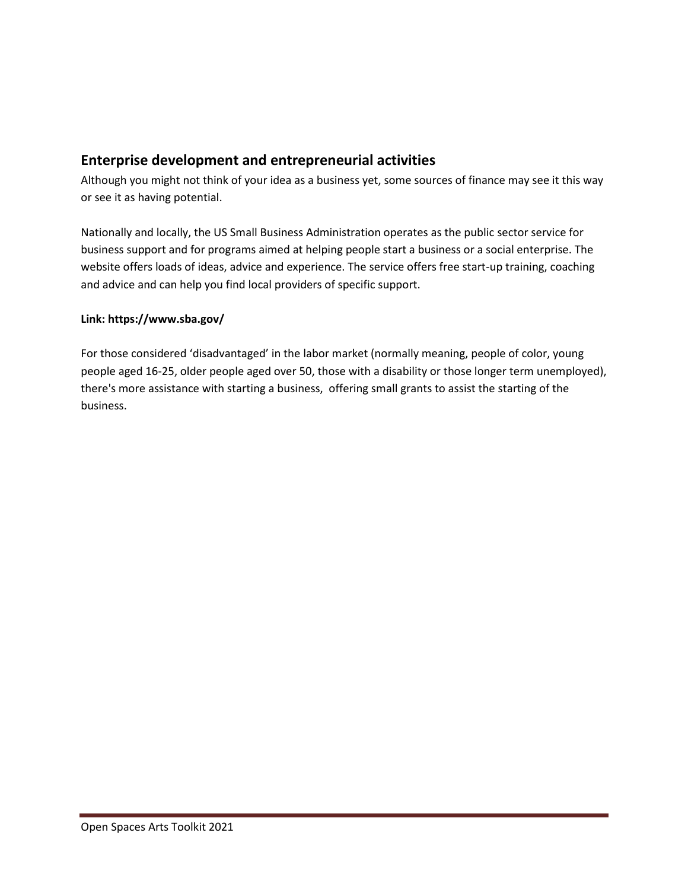## Enterprise development and entrepreneurial activities

Although you might not think of your idea as a business yet, some sources of finance may see it this way or see it as having potential.

Nationally and locally, the US Small Business Administration operates as the public sector service for business support and for programs aimed at helping people start a business or a social enterprise. The website offers loads of ideas, advice and experience. The service offers free start-up training, coaching and advice and can help you find local providers of specific support.

**Link: https://www.sba.gov/**

For those considered 'disadvantaged' in the labor market (normally meaning, people of color, young people aged 16-25, older people aged over 50, those with a disability or those longer term unemployed), there's more assistance with starting a business, offering small grants to assist the starting of the business.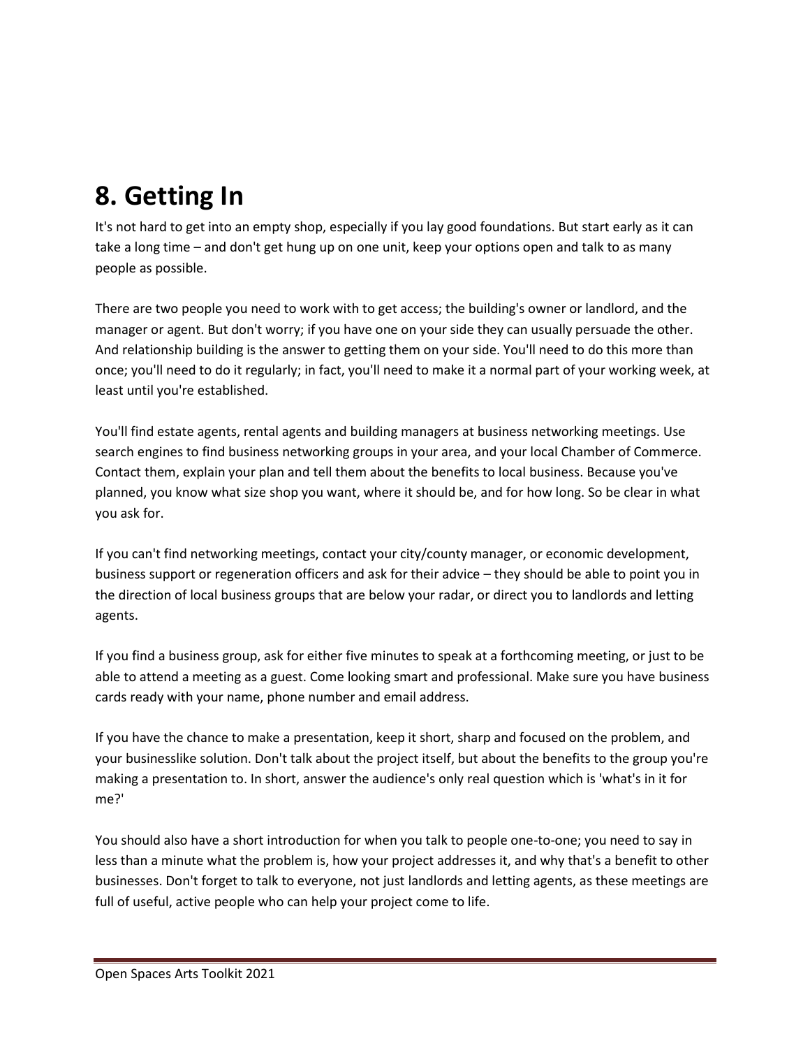# 8. Getting In

It's not hard to get into an empty shop, especially if you lay good foundations. But start early as it can take a long time – and don't get hung up on one unit, keep your options open and talk to as many people as possible.

There are two people you need to work with to get access; the building's owner or landlord, and the manager or agent. But don't worry; if you have one on your side they can usually persuade the other. And relationship building is the answer to getting them on your side. You'll need to do this more than once; you'll need to do it regularly; in fact, you'll need to make it a normal part of your working week, at least until you're established.

You'll find estate agents, rental agents and building managers at business networking meetings. Use search engines to find business networking groups in your area, and your local Chamber of Commerce. Contact them, explain your plan and tell them about the benefits to local business. Because you've planned, you know what size shop you want, where it should be, and for how long. So be clear in what you ask for.

If you can't find networking meetings, contact your city/county manager, or economic development, business support or regeneration officers and ask for their advice – they should be able to point you in the direction of local business groups that are below your radar, or direct you to landlords and letting agents.

If you find a business group, ask for either five minutes to speak at a forthcoming meeting, or just to be able to attend a meeting as a guest. Come looking smart and professional. Make sure you have business cards ready with your name, phone number and email address.

If you have the chance to make a presentation, keep it short, sharp and focused on the problem, and your businesslike solution. Don't talk about the project itself, but about the benefits to the group you're making a presentation to. In short, answer the audience's only real question which is 'what's in it for me?'

You should also have a short introduction for when you talk to people one-to-one; you need to say in less than a minute what the problem is, how your project addresses it, and why that's a benefit to other businesses. Don't forget to talk to everyone, not just landlords and letting agents, as these meetings are full of useful, active people who can help your project come to life.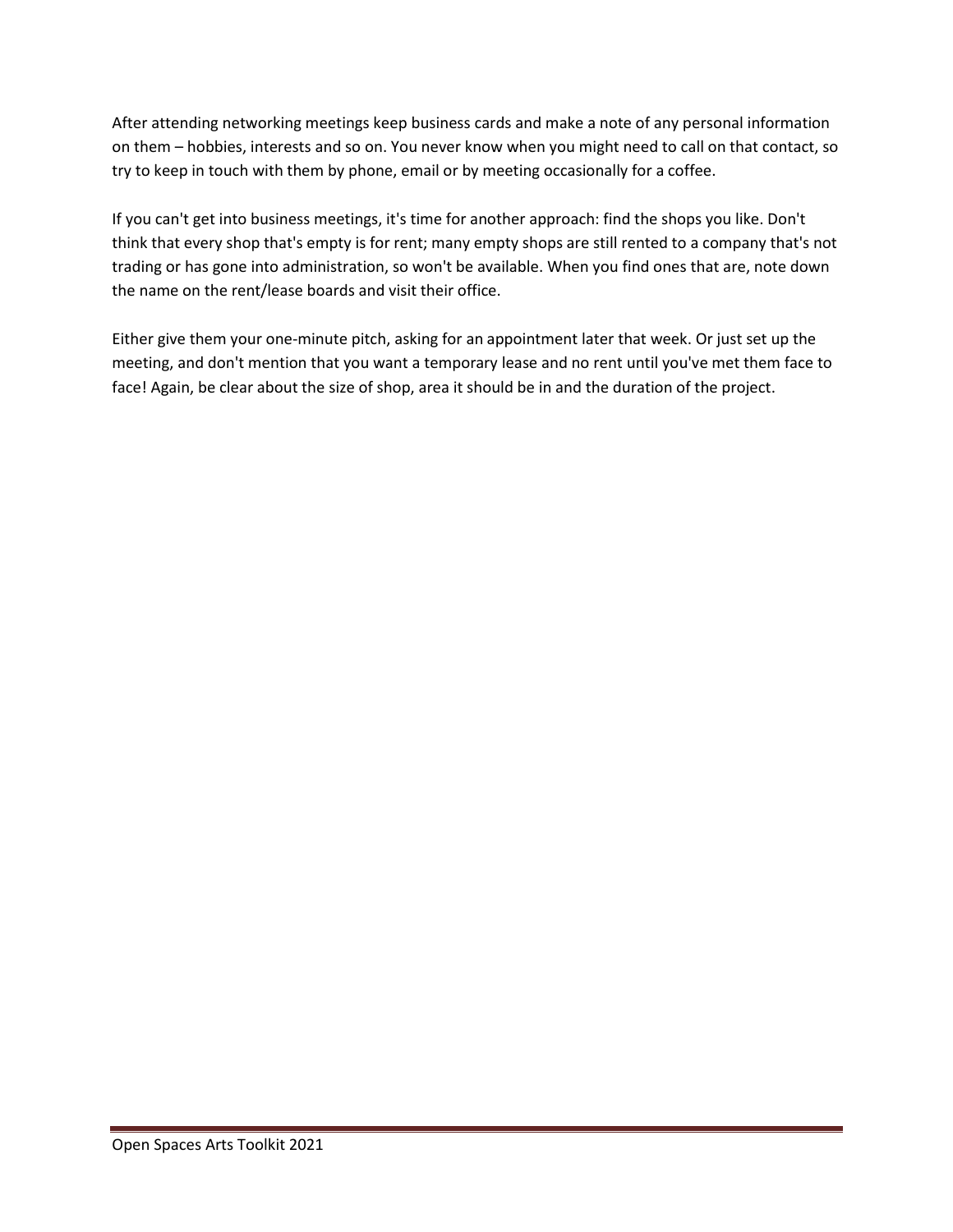After attending networking meetings keep business cards and make a note of any personal information on them – hobbies, interests and so on. You never know when you might need to call on that contact, so try to keep in touch with them by phone, email or by meeting occasionally for a coffee.

If you can't get into business meetings, it's time for another approach: find the shops you like. Don't think that every shop that's empty is for rent; many empty shops are still rented to a company that's not trading or has gone into administration, so won't be available. When you find ones that are, note down the name on the rent/lease boards and visit their office.

Either give them your one-minute pitch, asking for an appointment later that week. Or just set up the meeting, and don't mention that you want a temporary lease and no rent until you've met them face to face! Again, be clear about the size of shop, area it should be in and the duration of the project.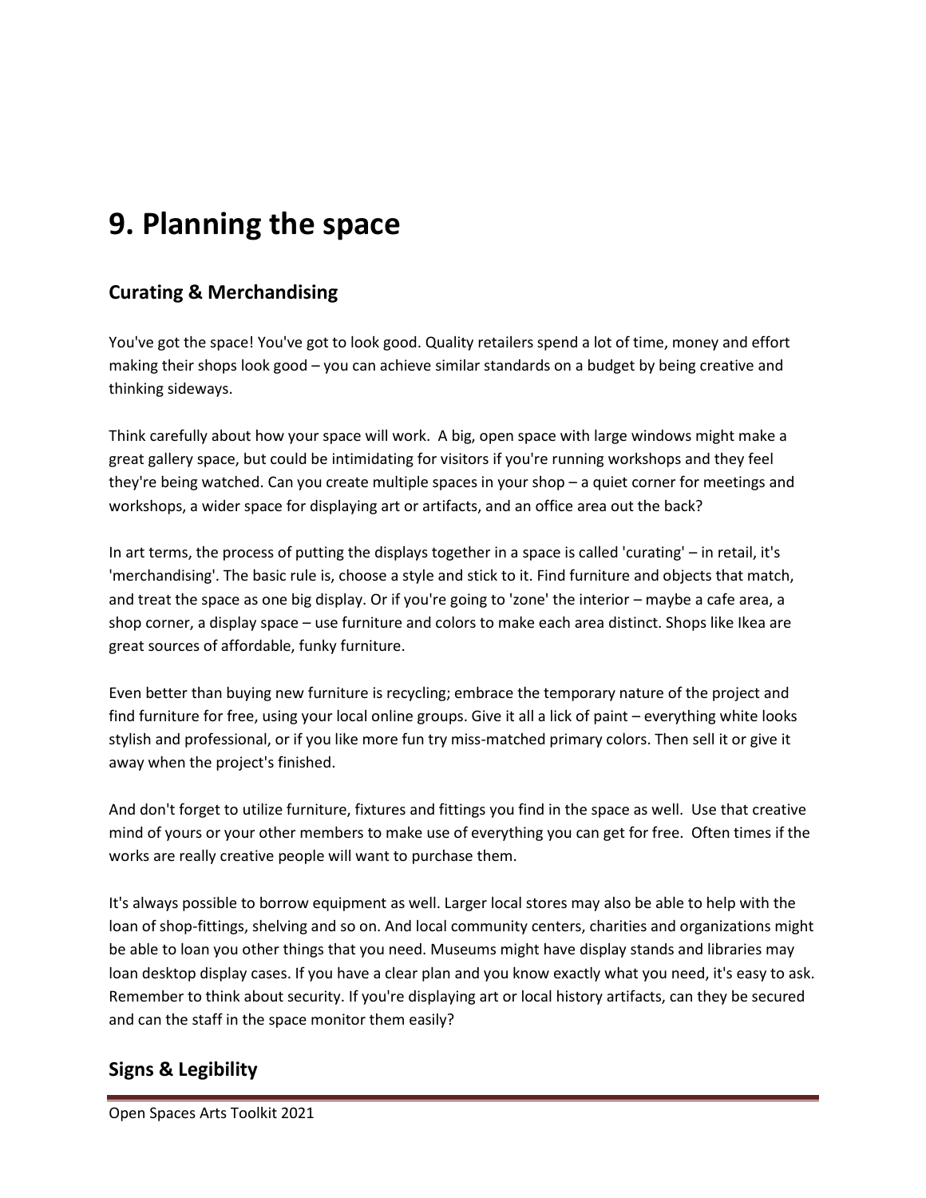# 9. Planning the space

## Curating & Merchandising

You've got the space! You've got to look good. Quality retailers spend a lot of time, money and effort making their shops look good – you can achieve similar standards on a budget by being creative and thinking sideways.

Think carefully about how your space will work. A big, open space with large windows might make a great gallery space, but could be intimidating for visitors if you're running workshops and they feel they're being watched. Can you create multiple spaces in your shop – a quiet corner for meetings and workshops, a wider space for displaying art or artifacts, and an office area out the back?

In art terms, the process of putting the displays together in a space is called 'curating' – in retail, it's 'merchandising'. The basic rule is, choose a style and stick to it. Find furniture and objects that match, and treat the space as one big display. Or if you're going to 'zone' the interior – maybe a cafe area, a shop corner, a display space – use furniture and colors to make each area distinct. Shops like Ikea are great sources of affordable, funky furniture.

Even better than buying new furniture is recycling; embrace the temporary nature of the project and find furniture for free, using your local online groups. Give it all a lick of paint – everything white looks stylish and professional, or if you like more fun try miss-matched primary colors. Then sell it or give it away when the project's finished.

And don't forget to utilize furniture, fixtures and fittings you find in the space as well. Use that creative mind of yours or your other members to make use of everything you can get for free. Often times if the works are really creative people will want to purchase them.

It's always possible to borrow equipment as well. Larger local stores may also be able to help with the loan of shop-fittings, shelving and so on. And local community centers, charities and organizations might be able to loan you other things that you need. Museums might have display stands and libraries may loan desktop display cases. If you have a clear plan and you know exactly what you need, it's easy to ask. Remember to think about security. If you're displaying art or local history artifacts, can they be secured and can the staff in the space monitor them easily?

## Signs & Legibility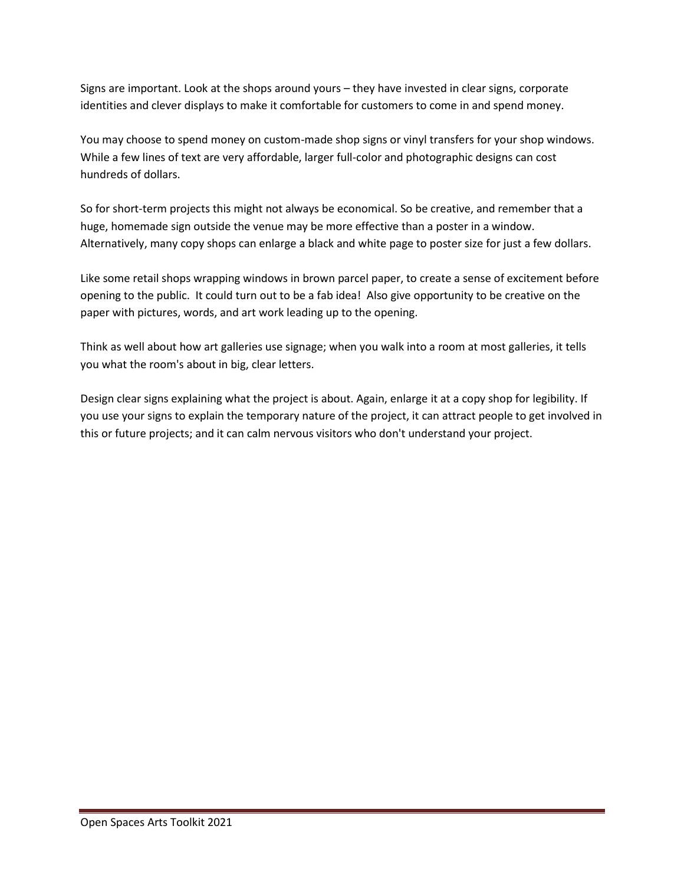Signs are important. Look at the shops around yours – they have invested in clear signs, corporate identities and clever displays to make it comfortable for customers to come in and spend money.

You may choose to spend money on custom-made shop signs or vinyl transfers for your shop windows. While a few lines of text are very affordable, larger full-color and photographic designs can cost hundreds of dollars.

So for short-term projects this might not always be economical. So be creative, and remember that a huge, homemade sign outside the venue may be more effective than a poster in a window. Alternatively, many copy shops can enlarge a black and white page to poster size for just a few dollars.

Like some retail shops wrapping windows in brown parcel paper, to create a sense of excitement before opening to the public.  It could turn out to be a fab idea!  Also give opportunity to be creative on the paper with pictures, words, and art work leading up to the opening.

Think as well about how art galleries use signage; when you walk into a room at most galleries, it tells you what the room's about in big, clear letters.

Design clear signs explaining what the project is about. Again, enlarge it at a copy shop for legibility. If you use your signs to explain the temporary nature of the project, it can attract people to get involved in this or future projects; and it can calm nervous visitors who don't understand your project.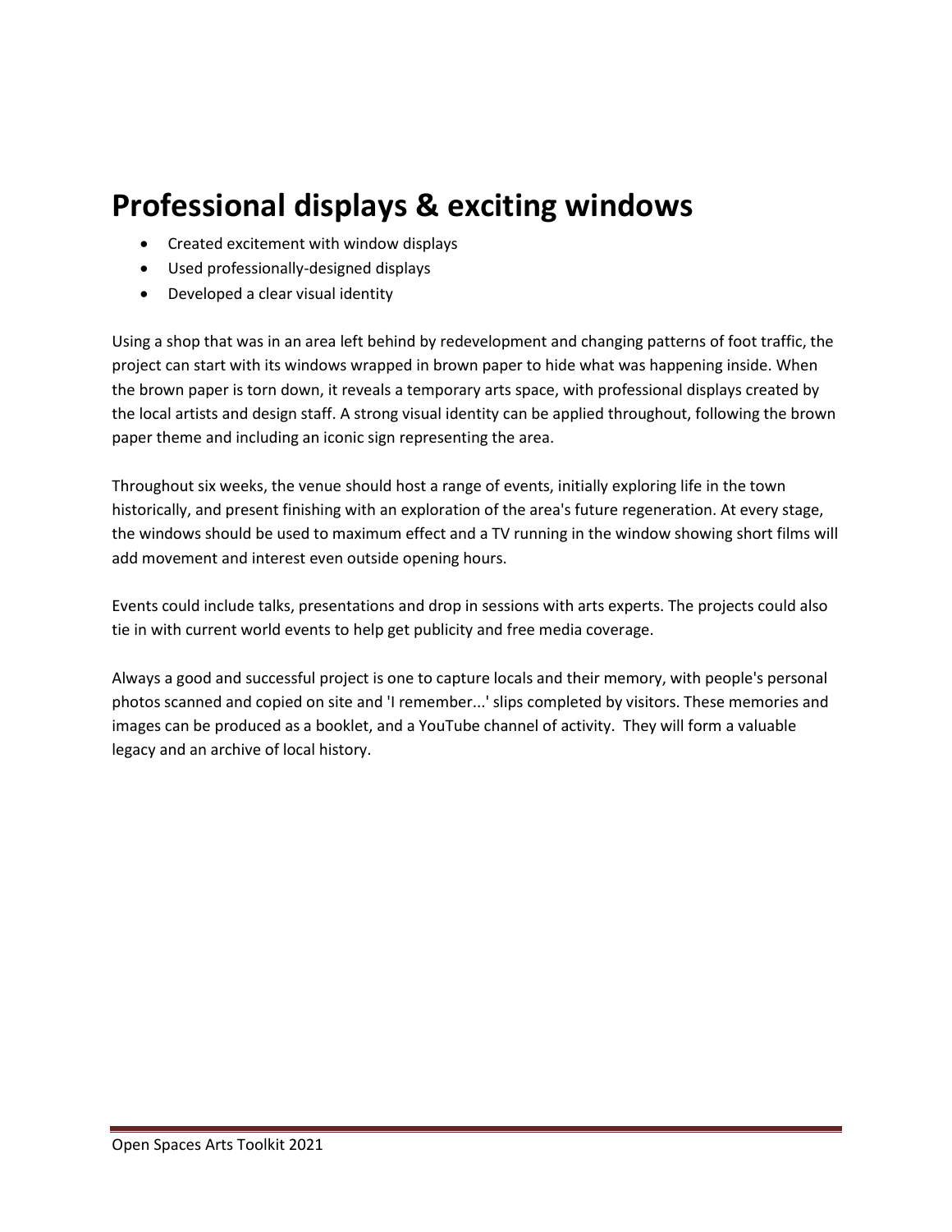# Professional displays & exciting windows

- Created excitement with window displays
- Used professionally-designed displays
- Developed a clear visual identity

Using a shop that was in an area left behind by redevelopment and changing patterns of foot traffic, the project can start with its windows wrapped in brown paper to hide what was happening inside. When the brown paper is torn down, it reveals a temporary arts space, with professional displays created by the local artists and design staff. A strong visual identity can be applied throughout, following the brown paper theme and including an iconic sign representing the area.

Throughout six weeks, the venue should host a range of events, initially exploring life in the town historically, and present finishing with an exploration of the area's future regeneration. At every stage, the windows should be used to maximum effect and a TV running in the window showing short films will add movement and interest even outside opening hours.

Events could include talks, presentations and drop in sessions with arts experts. The projects could also tie in with current world events to help get publicity and free media coverage.

Always a good and successful project is one to capture locals and their memory, with people's personal photos scanned and copied on site and 'I remember...' slips completed by visitors. These memories and images can be produced as a booklet, and a YouTube channel of activity. They will form a valuable legacy and an archive of local history.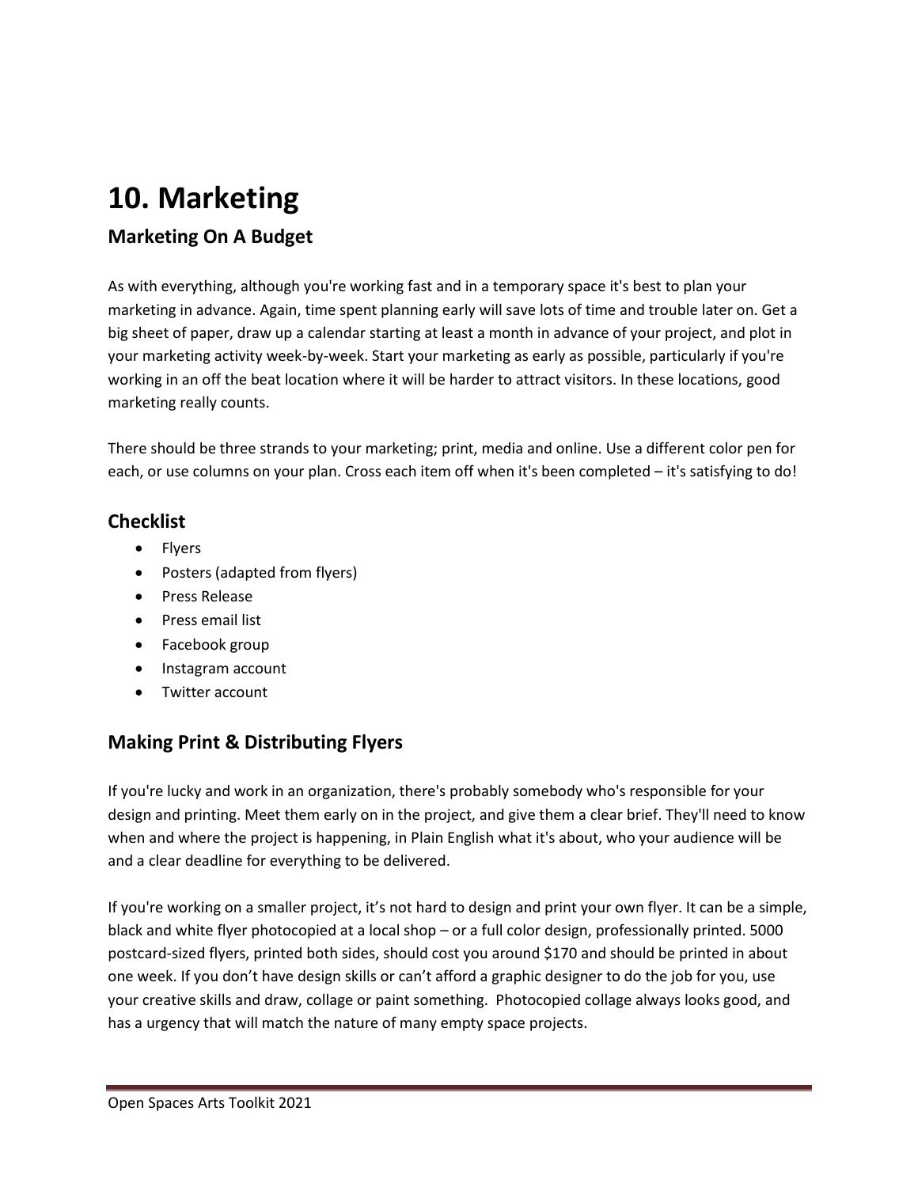# 10. Marketing

## Marketing On A Budget

As with everything, although you're working fast and in a temporary space it's best to plan your marketing in advance. Again, time spent planning early will save lots of time and trouble later on. Get a big sheet of paper, draw up a calendar starting at least a month in advance of your project, and plot in your marketing activity week-by-week. Start your marketing as early as possible, particularly if you're working in an off the beat location where it will be harder to attract visitors. In these locations, good marketing really counts.

There should be three strands to your marketing; print, media and online. Use a different color pen for each, or use columns on your plan. Cross each item off when it's been completed – it's satisfying to do!

### Checklist

- Flyers
- Posters (adapted from flyers)
- Press Release
- Press email list
- Facebook group
- Instagram account
- Twitter account

### Making Print & Distributing Flyers

If you're lucky and work in an organization, there's probably somebody who's responsible for your design and printing. Meet them early on in the project, and give them a clear brief. They'll need to know when and where the project is happening, in Plain English what it's about, who your audience will be and a clear deadline for everything to be delivered.

If you're working on a smaller project, it's not hard to design and print your own flyer. It can be a simple, black and white flyer photocopied at a local shop – or a full color design, professionally printed. 5000 postcard-sized flyers, printed both sides, should cost you around $170 and should be printed in about one week. If you don't have design skills or can't afford a graphic designer to do the job for you, use your creative skills and draw, collage or paint something. Photocopied collage always looks good, and has a urgency that will match the nature of many empty space projects.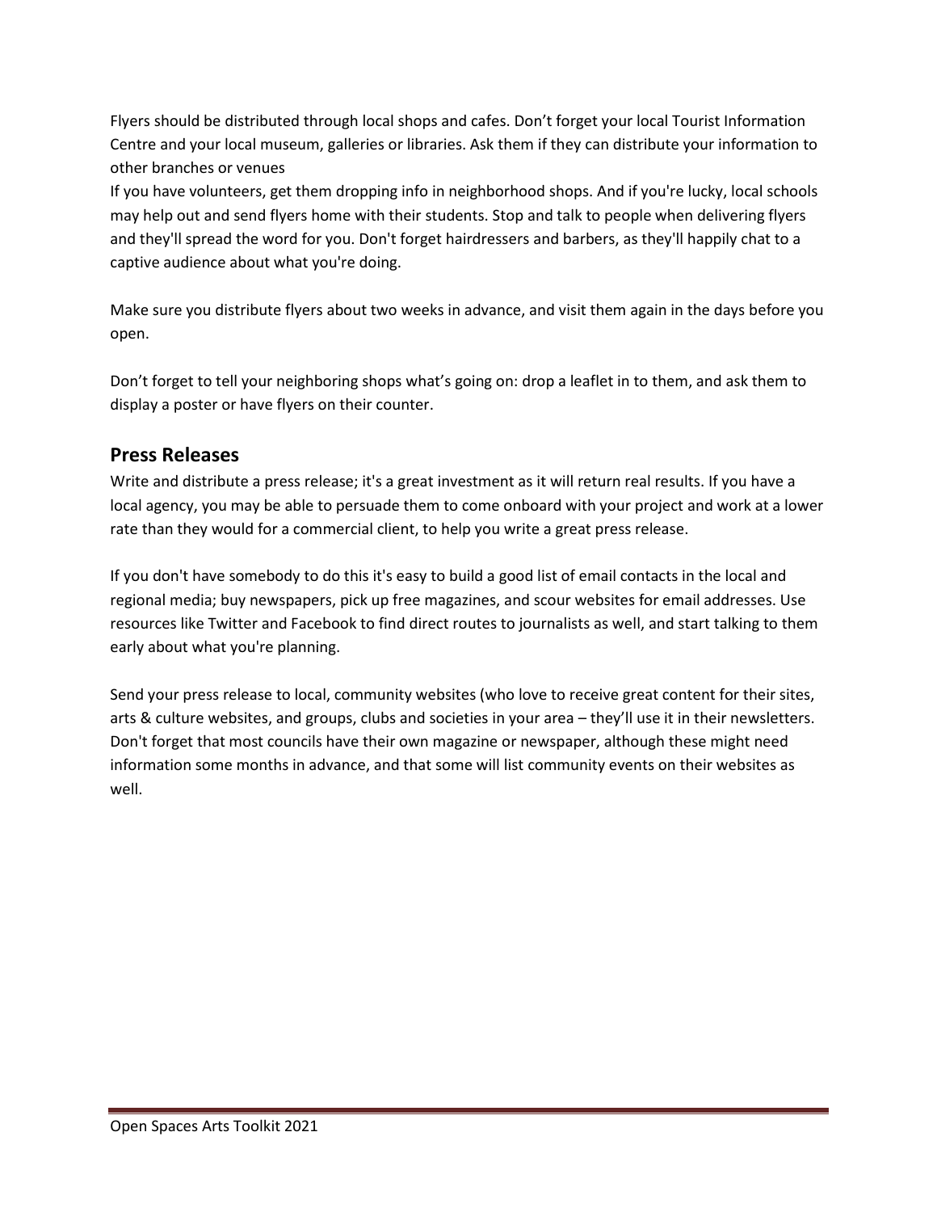Flyers should be distributed through local shops and cafes. Don't forget your local Tourist Information Centre and your local museum, galleries or libraries. Ask them if they can distribute your information to other branches or venues
If you have volunteers, get them dropping info in neighborhood shops. And if you're lucky, local schools may help out and send flyers home with their students. Stop and talk to people when delivering flyers and they'll spread the word for you. Don't forget hairdressers and barbers, as they'll happily chat to a captive audience about what you're doing.

Make sure you distribute flyers about two weeks in advance, and visit them again in the days before you open.

Don't forget to tell your neighboring shops what's going on: drop a leaflet in to them, and ask them to display a poster or have flyers on their counter.

## Press Releases

Write and distribute a press release; it's a great investment as it will return real results. If you have a local agency, you may be able to persuade them to come onboard with your project and work at a lower rate than they would for a commercial client, to help you write a great press release.

If you don't have somebody to do this it's easy to build a good list of email contacts in the local and regional media; buy newspapers, pick up free magazines, and scour websites for email addresses. Use resources like Twitter and Facebook to find direct routes to journalists as well, and start talking to them early about what you're planning.

Send your press release to local, community websites (who love to receive great content for their sites, arts & culture websites, and groups, clubs and societies in your area – they'll use it in their newsletters. Don't forget that most councils have their own magazine or newspaper, although these might need information some months in advance, and that some will list community events on their websites as well.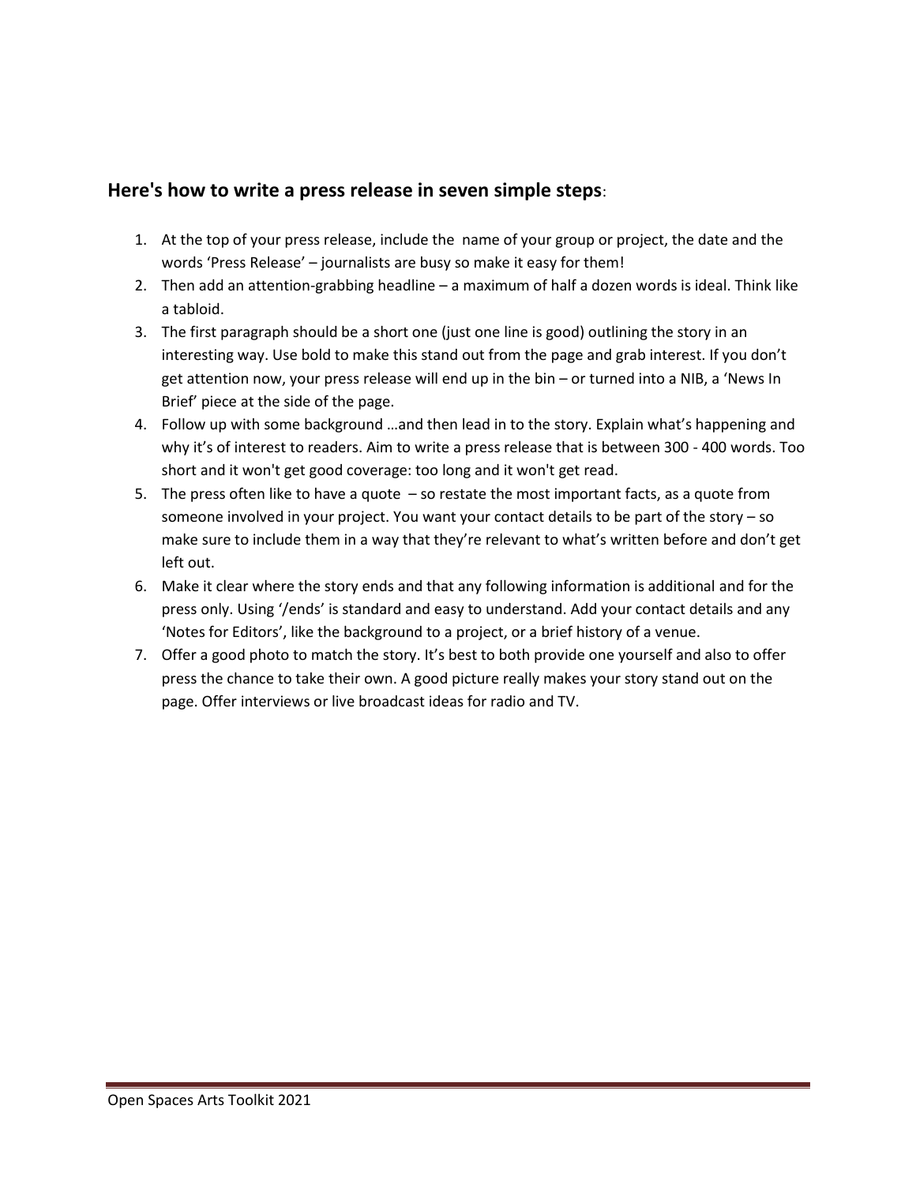## Here's how to write a press release in seven simple steps:

1. At the top of your press release, include the name of your group or project, the date and the words 'Press Release' – journalists are busy so make it easy for them!
2. Then add an attention-grabbing headline – a maximum of half a dozen words is ideal. Think like a tabloid.
3. The first paragraph should be a short one (just one line is good) outlining the story in an interesting way. Use bold to make this stand out from the page and grab interest. If you don't get attention now, your press release will end up in the bin – or turned into a NIB, a 'News In Brief' piece at the side of the page.
4. Follow up with some background …and then lead in to the story. Explain what's happening and why it's of interest to readers. Aim to write a press release that is between 300 - 400 words. Too short and it won't get good coverage: too long and it won't get read.
5. The press often like to have a quote – so restate the most important facts, as a quote from someone involved in your project. You want your contact details to be part of the story – so make sure to include them in a way that they're relevant to what's written before and don't get left out.
6. Make it clear where the story ends and that any following information is additional and for the press only. Using '/ends' is standard and easy to understand. Add your contact details and any 'Notes for Editors', like the background to a project, or a brief history of a venue.
7. Offer a good photo to match the story. It's best to both provide one yourself and also to offer press the chance to take their own. A good picture really makes your story stand out on the page. Offer interviews or live broadcast ideas for radio and TV.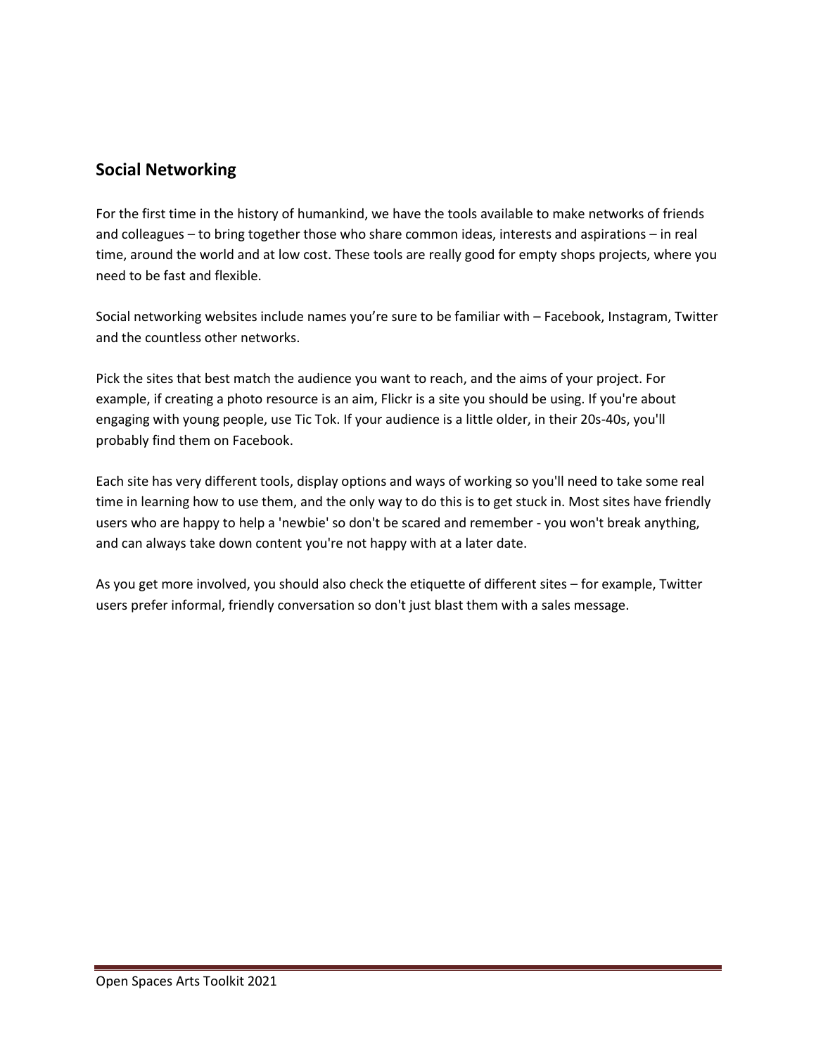## Social Networking

For the first time in the history of humankind, we have the tools available to make networks of friends and colleagues – to bring together those who share common ideas, interests and aspirations – in real time, around the world and at low cost. These tools are really good for empty shops projects, where you need to be fast and flexible.

Social networking websites include names you're sure to be familiar with – Facebook, Instagram, Twitter and the countless other networks.

Pick the sites that best match the audience you want to reach, and the aims of your project. For example, if creating a photo resource is an aim, Flickr is a site you should be using. If you're about engaging with young people, use Tic Tok. If your audience is a little older, in their 20s-40s, you'll probably find them on Facebook.

Each site has very different tools, display options and ways of working so you'll need to take some real time in learning how to use them, and the only way to do this is to get stuck in. Most sites have friendly users who are happy to help a 'newbie' so don't be scared and remember - you won't break anything, and can always take down content you're not happy with at a later date.

As you get more involved, you should also check the etiquette of different sites – for example, Twitter users prefer informal, friendly conversation so don't just blast them with a sales message.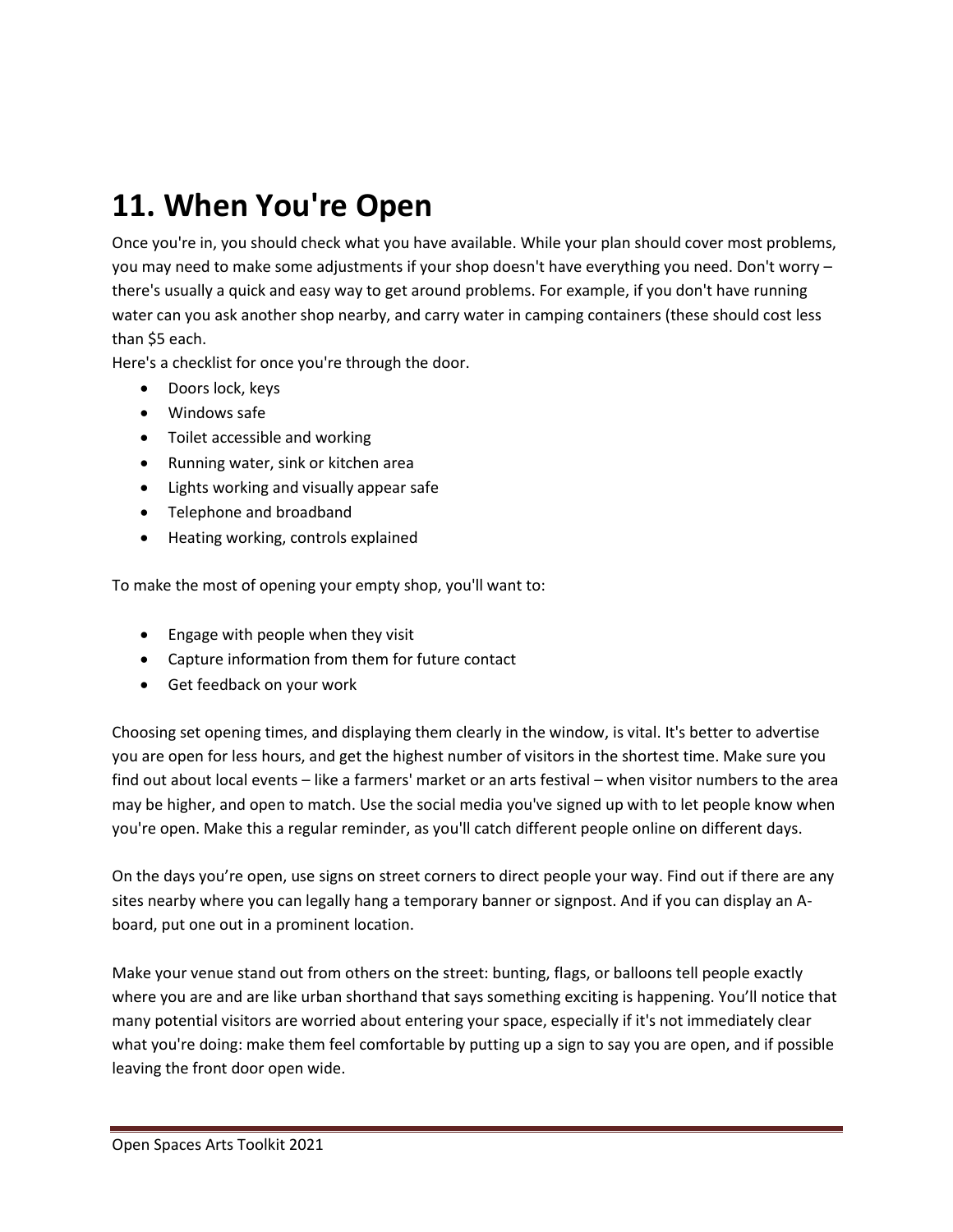# 11. When You're Open

Once you're in, you should check what you have available. While your plan should cover most problems, you may need to make some adjustments if your shop doesn't have everything you need. Don't worry – there's usually a quick and easy way to get around problems. For example, if you don't have running water can you ask another shop nearby, and carry water in camping containers (these should cost less than $5 each.

Here's a checklist for once you're through the door.

- Doors lock, keys
- Windows safe
- Toilet accessible and working
- Running water, sink or kitchen area
- Lights working and visually appear safe
- Telephone and broadband
- Heating working, controls explained

To make the most of opening your empty shop, you'll want to:

- Engage with people when they visit
- Capture information from them for future contact
- Get feedback on your work

Choosing set opening times, and displaying them clearly in the window, is vital. It's better to advertise you are open for less hours, and get the highest number of visitors in the shortest time. Make sure you find out about local events – like a farmers' market or an arts festival – when visitor numbers to the area may be higher, and open to match. Use the social media you've signed up with to let people know when you're open. Make this a regular reminder, as you'll catch different people online on different days.

On the days you're open, use signs on street corners to direct people your way. Find out if there are any sites nearby where you can legally hang a temporary banner or signpost. And if you can display an A-board, put one out in a prominent location.

Make your venue stand out from others on the street: bunting, flags, or balloons tell people exactly where you are and are like urban shorthand that says something exciting is happening. You'll notice that many potential visitors are worried about entering your space, especially if it's not immediately clear what you're doing: make them feel comfortable by putting up a sign to say you are open, and if possible leaving the front door open wide.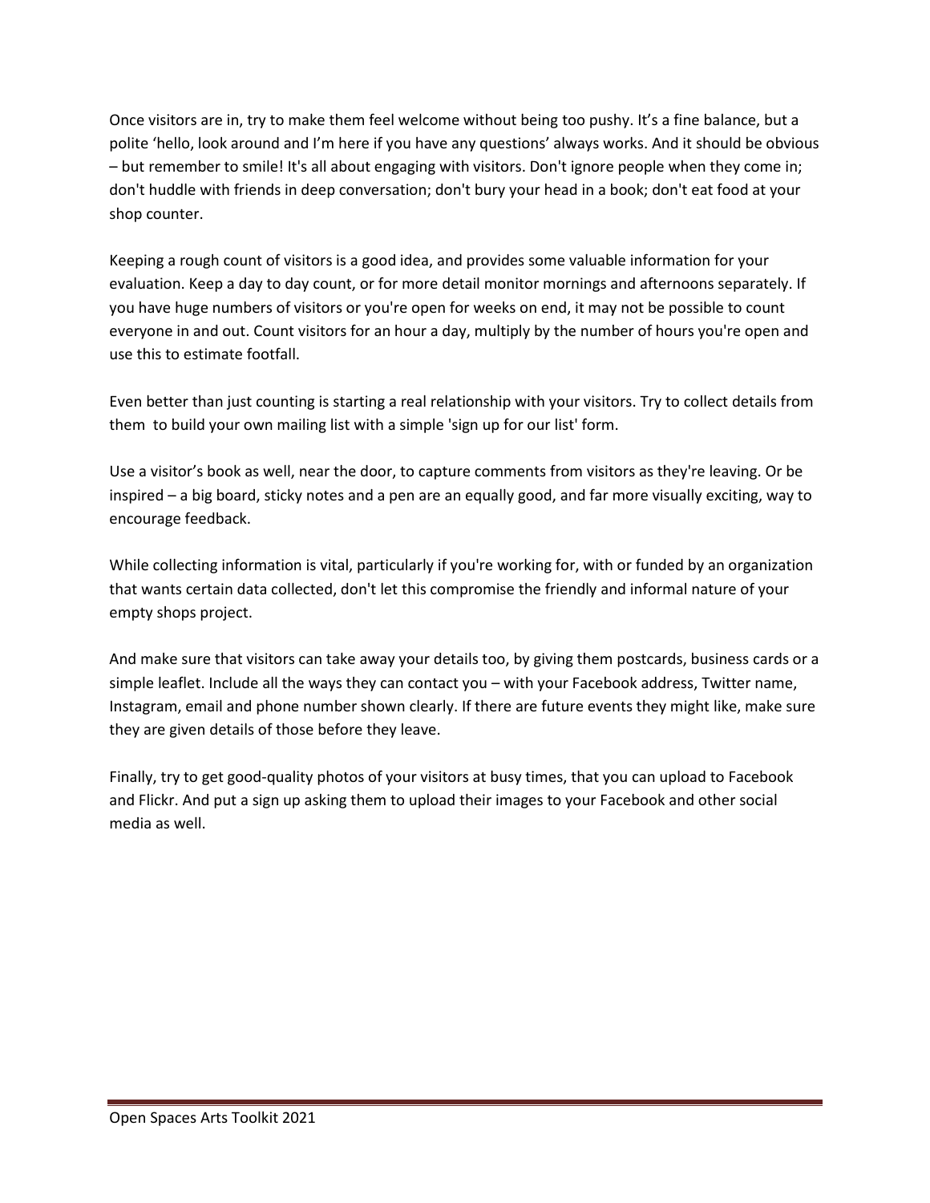Once visitors are in, try to make them feel welcome without being too pushy. It's a fine balance, but a polite 'hello, look around and I'm here if you have any questions' always works. And it should be obvious – but remember to smile! It's all about engaging with visitors. Don't ignore people when they come in; don't huddle with friends in deep conversation; don't bury your head in a book; don't eat food at your shop counter.

Keeping a rough count of visitors is a good idea, and provides some valuable information for your evaluation. Keep a day to day count, or for more detail monitor mornings and afternoons separately. If you have huge numbers of visitors or you're open for weeks on end, it may not be possible to count everyone in and out. Count visitors for an hour a day, multiply by the number of hours you're open and use this to estimate footfall.

Even better than just counting is starting a real relationship with your visitors. Try to collect details from them to build your own mailing list with a simple 'sign up for our list' form.

Use a visitor's book as well, near the door, to capture comments from visitors as they're leaving. Or be inspired – a big board, sticky notes and a pen are an equally good, and far more visually exciting, way to encourage feedback.

While collecting information is vital, particularly if you're working for, with or funded by an organization that wants certain data collected, don't let this compromise the friendly and informal nature of your empty shops project.

And make sure that visitors can take away your details too, by giving them postcards, business cards or a simple leaflet. Include all the ways they can contact you – with your Facebook address, Twitter name, Instagram, email and phone number shown clearly. If there are future events they might like, make sure they are given details of those before they leave.

Finally, try to get good-quality photos of your visitors at busy times, that you can upload to Facebook and Flickr. And put a sign up asking them to upload their images to your Facebook and other social media as well.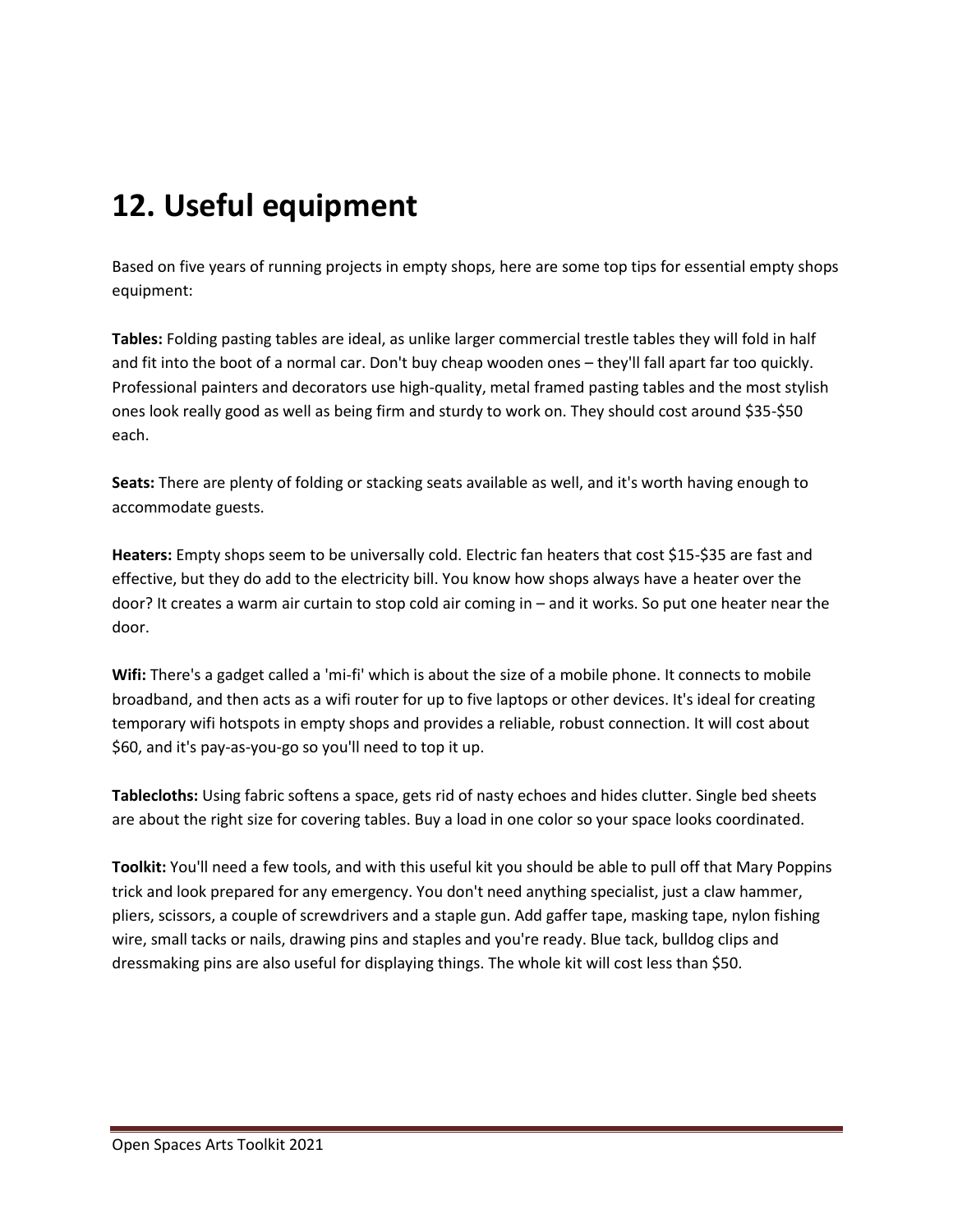# 12. Useful equipment

Based on five years of running projects in empty shops, here are some top tips for essential empty shops equipment:

**Tables:** Folding pasting tables are ideal, as unlike larger commercial trestle tables they will fold in half and fit into the boot of a normal car. Don't buy cheap wooden ones – they'll fall apart far too quickly. Professional painters and decorators use high-quality, metal framed pasting tables and the most stylish ones look really good as well as being firm and sturdy to work on. They should cost around $35-$50 each.

**Seats:** There are plenty of folding or stacking seats available as well, and it's worth having enough to accommodate guests.

**Heaters:** Empty shops seem to be universally cold. Electric fan heaters that cost $15-$35 are fast and effective, but they do add to the electricity bill. You know how shops always have a heater over the door? It creates a warm air curtain to stop cold air coming in – and it works. So put one heater near the door.

**Wifi:** There's a gadget called a 'mi-fi' which is about the size of a mobile phone. It connects to mobile broadband, and then acts as a wifi router for up to five laptops or other devices. It's ideal for creating temporary wifi hotspots in empty shops and provides a reliable, robust connection. It will cost about $60, and it's pay-as-you-go so you'll need to top it up.

**Tablecloths:** Using fabric softens a space, gets rid of nasty echoes and hides clutter. Single bed sheets are about the right size for covering tables. Buy a load in one color so your space looks coordinated.

**Toolkit:** You'll need a few tools, and with this useful kit you should be able to pull off that Mary Poppins trick and look prepared for any emergency. You don't need anything specialist, just a claw hammer, pliers, scissors, a couple of screwdrivers and a staple gun. Add gaffer tape, masking tape, nylon fishing wire, small tacks or nails, drawing pins and staples and you're ready. Blue tack, bulldog clips and dressmaking pins are also useful for displaying things. The whole kit will cost less than $50.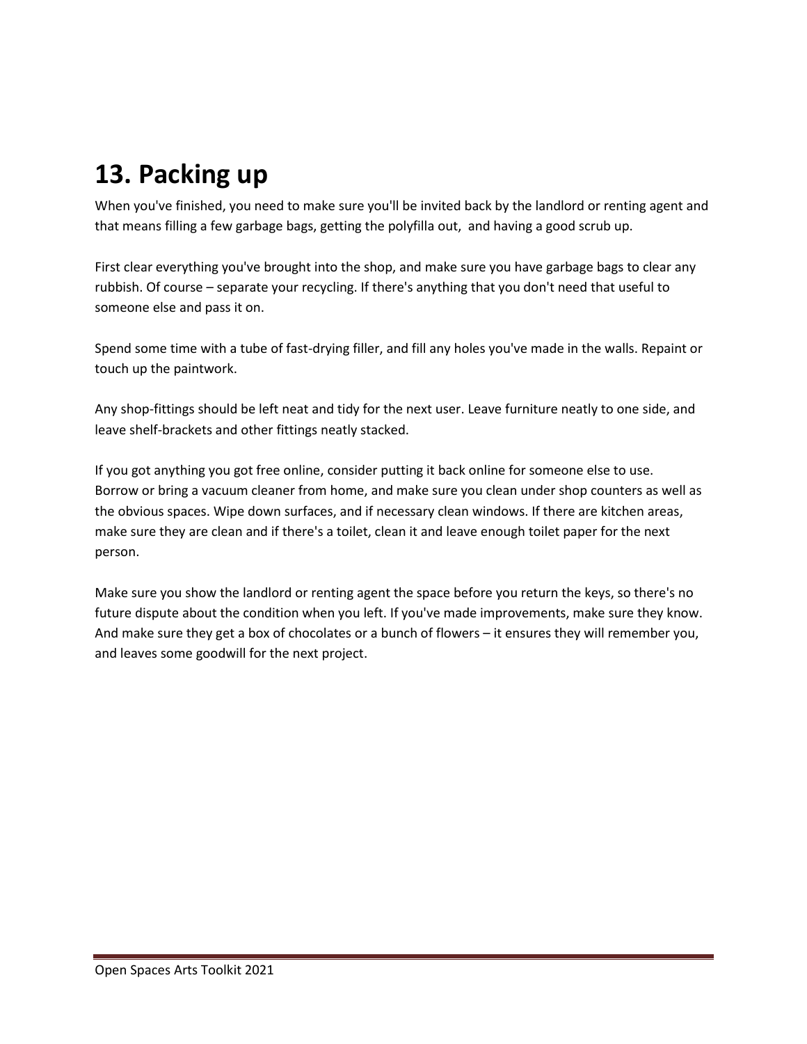# 13. Packing up

When you've finished, you need to make sure you'll be invited back by the landlord or renting agent and that means filling a few garbage bags, getting the polyfilla out,  and having a good scrub up.

First clear everything you've brought into the shop, and make sure you have garbage bags to clear any rubbish. Of course – separate your recycling. If there's anything that you don't need that useful to someone else and pass it on.

Spend some time with a tube of fast-drying filler, and fill any holes you've made in the walls. Repaint or touch up the paintwork.

Any shop-fittings should be left neat and tidy for the next user. Leave furniture neatly to one side, and leave shelf-brackets and other fittings neatly stacked.

If you got anything you got free online, consider putting it back online for someone else to use. Borrow or bring a vacuum cleaner from home, and make sure you clean under shop counters as well as the obvious spaces. Wipe down surfaces, and if necessary clean windows. If there are kitchen areas, make sure they are clean and if there's a toilet, clean it and leave enough toilet paper for the next person.

Make sure you show the landlord or renting agent the space before you return the keys, so there's no future dispute about the condition when you left. If you've made improvements, make sure they know. And make sure they get a box of chocolates or a bunch of flowers – it ensures they will remember you, and leaves some goodwill for the next project.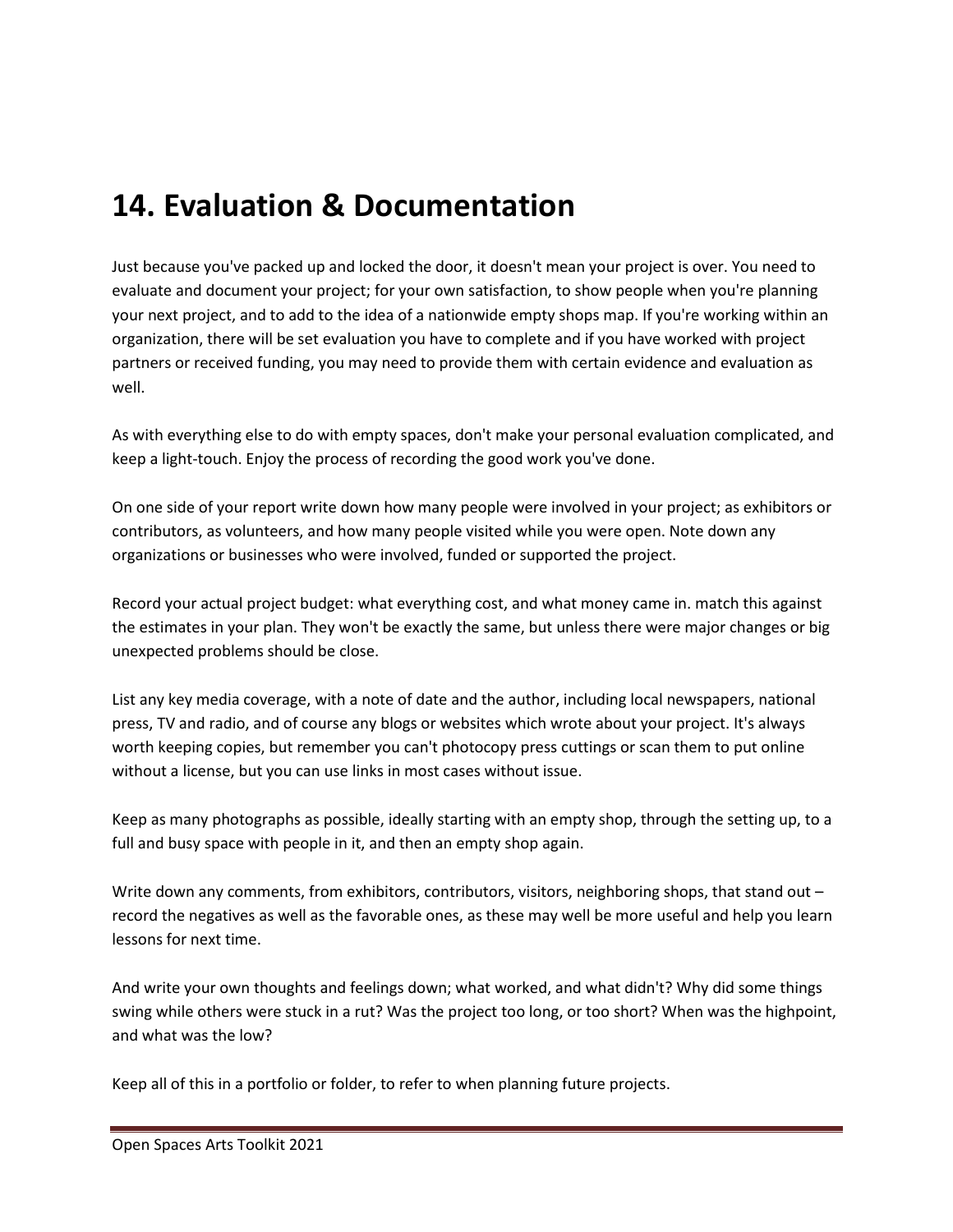# 14. Evaluation & Documentation

Just because you've packed up and locked the door, it doesn't mean your project is over. You need to evaluate and document your project; for your own satisfaction, to show people when you're planning your next project, and to add to the idea of a nationwide empty shops map. If you're working within an organization, there will be set evaluation you have to complete and if you have worked with project partners or received funding, you may need to provide them with certain evidence and evaluation as well.

As with everything else to do with empty spaces, don't make your personal evaluation complicated, and keep a light-touch. Enjoy the process of recording the good work you've done.

On one side of your report write down how many people were involved in your project; as exhibitors or contributors, as volunteers, and how many people visited while you were open. Note down any organizations or businesses who were involved, funded or supported the project.

Record your actual project budget: what everything cost, and what money came in. match this against the estimates in your plan. They won't be exactly the same, but unless there were major changes or big unexpected problems should be close.

List any key media coverage, with a note of date and the author, including local newspapers, national press, TV and radio, and of course any blogs or websites which wrote about your project. It's always worth keeping copies, but remember you can't photocopy press cuttings or scan them to put online without a license, but you can use links in most cases without issue.

Keep as many photographs as possible, ideally starting with an empty shop, through the setting up, to a full and busy space with people in it, and then an empty shop again.

Write down any comments, from exhibitors, contributors, visitors, neighboring shops, that stand out – record the negatives as well as the favorable ones, as these may well be more useful and help you learn lessons for next time.

And write your own thoughts and feelings down; what worked, and what didn't? Why did some things swing while others were stuck in a rut? Was the project too long, or too short? When was the highpoint, and what was the low?

Keep all of this in a portfolio or folder, to refer to when planning future projects.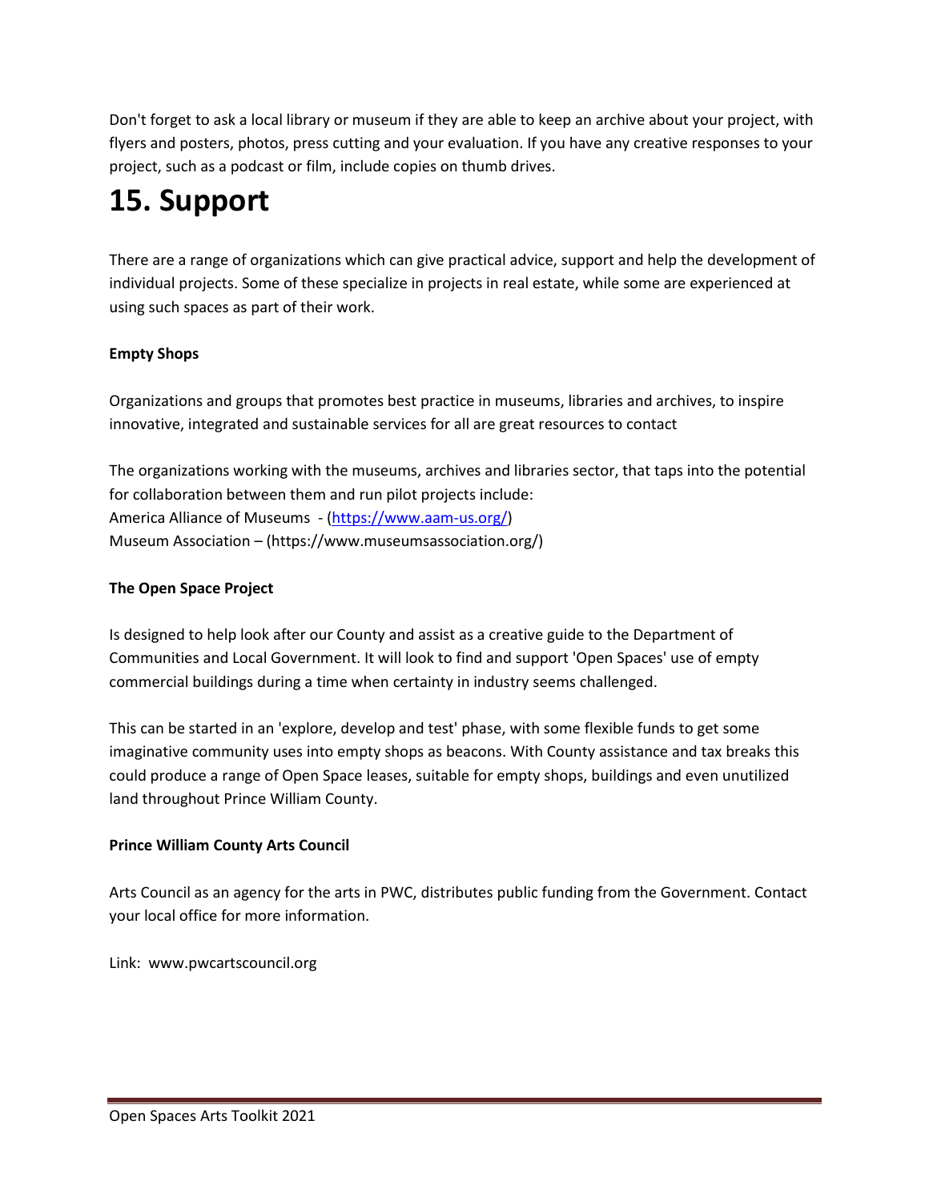Don't forget to ask a local library or museum if they are able to keep an archive about your project, with flyers and posters, photos, press cutting and your evaluation. If you have any creative responses to your project, such as a podcast or film, include copies on thumb drives.

# 15. Support

There are a range of organizations which can give practical advice, support and help the development of individual projects. Some of these specialize in projects in real estate, while some are experienced at using such spaces as part of their work.

**Empty Shops**

Organizations and groups that promotes best practice in museums, libraries and archives, to inspire innovative, integrated and sustainable services for all are great resources to contact

The organizations working with the museums, archives and libraries sector, that taps into the potential for collaboration between them and run pilot projects include:
America Alliance of Museums - (https://www.aam-us.org/)
Museum Association – (https://www.museumsassociation.org/)

**The Open Space Project**

Is designed to help look after our County and assist as a creative guide to the Department of Communities and Local Government. It will look to find and support 'Open Spaces' use of empty commercial buildings during a time when certainty in industry seems challenged.

This can be started in an 'explore, develop and test' phase, with some flexible funds to get some imaginative community uses into empty shops as beacons. With County assistance and tax breaks this could produce a range of Open Space leases, suitable for empty shops, buildings and even unutilized land throughout Prince William County.

**Prince William County Arts Council**

Arts Council as an agency for the arts in PWC, distributes public funding from the Government. Contact your local office for more information.

Link: www.pwcartscouncil.org